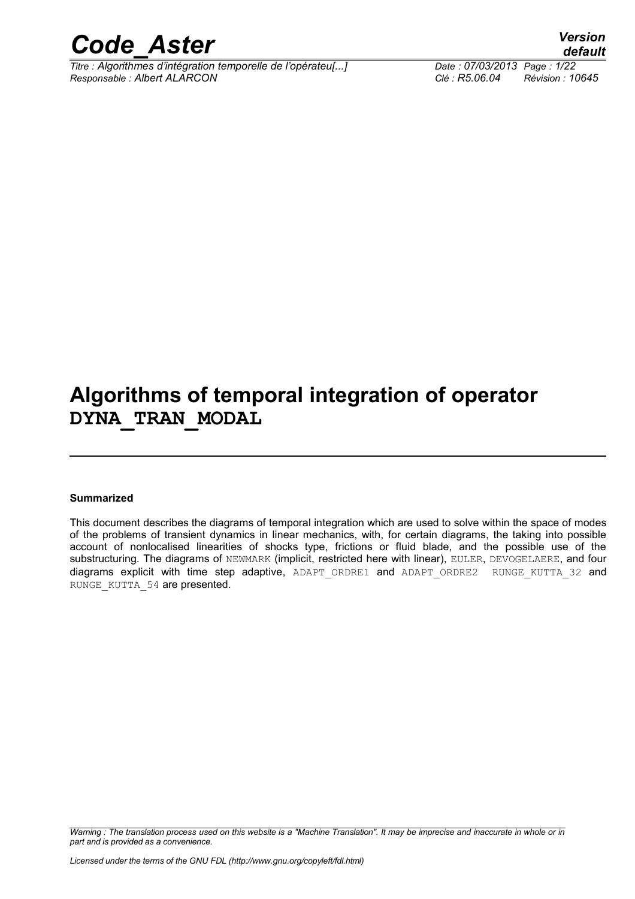# Algorithms of temporal integration of operator DYNA_TRAN_MODAL

**Summarized**

This document describes the diagrams of temporal integration which are used to solve within the space of modes of the problems of transient dynamics in linear mechanics, with, for certain diagrams, the taking into possible account of nonlocalised linearities of shocks type, frictions or fluid blade, and the possible use of the substructuring. The diagrams of NEWMARK (implicit, restricted here with linear), EULER, DEVOGELAERE, and four diagrams explicit with time step adaptive, ADAPT_ORDRE1 and ADAPT_ORDRE2 RUNGE_KUTTA_32 and RUNGE_KUTTA_54 are presented.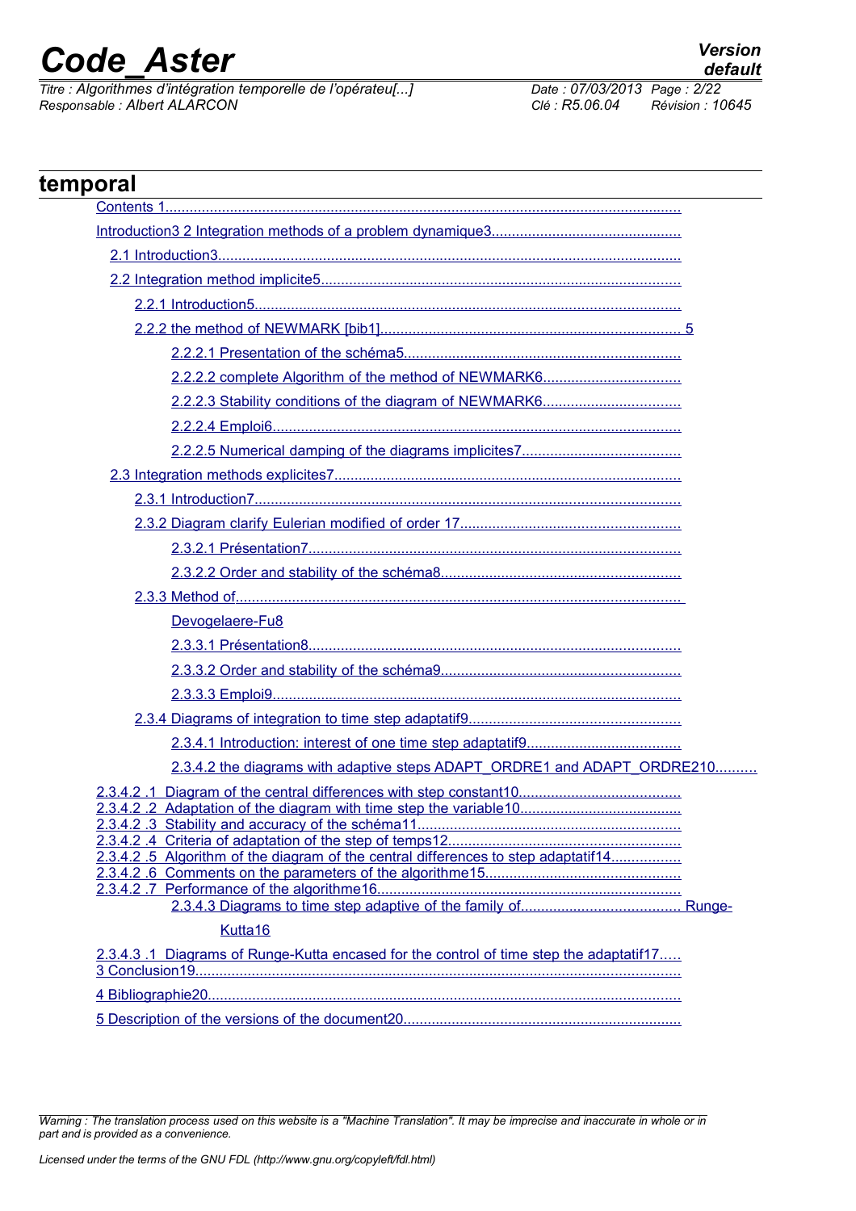# temporal

Contents 1

Introduction3 2 Integration methods of a problem dynamique3

- 2.1 Introduction3
- 2.2 Integration method implicite5
  - 2.2.1 Introduction5
  - 2.2.2 the method of NEWMARK [bib1] 5
    - 2.2.2.1 Presentation of the schéma5
    - 2.2.2.2 complete Algorithm of the method of NEWMARK6
    - 2.2.2.3 Stability conditions of the diagram of NEWMARK6
    - 2.2.2.4 Emploi6
    - 2.2.2.5 Numerical damping of the diagrams implicites7
- 2.3 Integration methods explicites7
  - 2.3.1 Introduction7
  - 2.3.2 Diagram clarify Eulerian modified of order 17
    - 2.3.2.1 Présentation7
    - 2.3.2.2 Order and stability of the schéma8
  - 2.3.3 Method of Devogelaere-Fu8
    - 2.3.3.1 Présentation8
    - 2.3.3.2 Order and stability of the schéma9
    - 2.3.3.3 Emploi9
  - 2.3.4 Diagrams of integration to time step adaptatif9
    - 2.3.4.1 Introduction: interest of one time step adaptatif9
    - 2.3.4.2 the diagrams with adaptive steps ADAPT_ORDRE1 and ADAPT_ORDRE210

2.3.4.2 .1 Diagram of the central differences with step constant10
2.3.4.2 .2 Adaptation of the diagram with time step the variable10
2.3.4.2 .3 Stability and accuracy of the schéma11
2.3.4.2 .4 Criteria of adaptation of the step of temps12
2.3.4.2 .5 Algorithm of the diagram of the central differences to step adaptatif14
2.3.4.2 .6 Comments on the parameters of the algorithme15
2.3.4.2 .7 Performance of the algorithme16

- 2.3.4.3 Diagrams to time step adaptive of the family of Runge-Kutta16

2.3.4.3 .1 Diagrams of Runge-Kutta encased for the control of time step the adaptatif17
3 Conclusion19

4 Bibliographie20

5 Description of the versions of the document20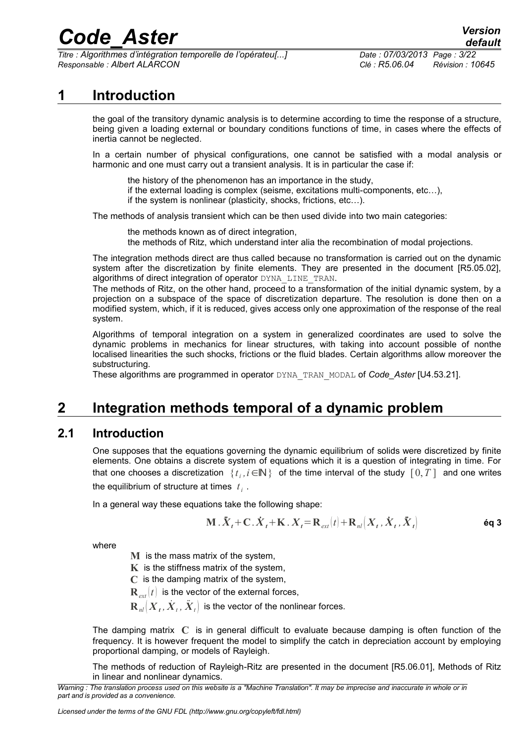# 1 Introduction

the goal of the transitory dynamic analysis is to determine according to time the response of a structure, being given a loading external or boundary conditions functions of time, in cases where the effects of inertia cannot be neglected.

In a certain number of physical configurations, one cannot be satisfied with a modal analysis or harmonic and one must carry out a transient analysis. It is in particular the case if:

- the history of the phenomenon has an importance in the study,
- if the external loading is complex (seisme, excitations multi-components, etc…),
- if the system is nonlinear (plasticity, shocks, frictions, etc…).

The methods of analysis transient which can be then used divide into two main categories:

- the methods known as of direct integration,
- the methods of Ritz, which understand inter alia the recombination of modal projections.

The integration methods direct are thus called because no transformation is carried out on the dynamic system after the discretization by finite elements. They are presented in the document [R5.05.02], algorithms of direct integration of operator `DYNA_LINE_TRAN`.
The methods of Ritz, on the other hand, proceed to a transformation of the initial dynamic system, by a projection on a subspace of the space of discretization departure. The resolution is done then on a modified system, which, if it is reduced, gives access only one approximation of the response of the real system.

Algorithms of temporal integration on a system in generalized coordinates are used to solve the dynamic problems in mechanics for linear structures, with taking into account possible of nonthe localised linearities the such shocks, frictions or the fluid blades. Certain algorithms allow moreover the substructuring.
These algorithms are programmed in operator `DYNA_TRAN_MODAL` of *Code_Aster* [U4.53.21].

# 2 Integration methods temporal of a dynamic problem

## 2.1 Introduction

One supposes that the equations governing the dynamic equilibrium of solids were discretized by finite elements. One obtains a discrete system of equations which it is a question of integrating in time. For that one chooses a discretization $\{t_i, i \in \mathbb{N}\}$ of the time interval of the study $[0, T]$ and one writes the equilibrium of structure at times $t_i$.

In a general way these equations take the following shape:

$$\mathbf{M} . \ddot{X}_t + \mathbf{C} . \dot{X}_t + \mathbf{K} . X_t = \mathbf{R}_{ext}(t) + \mathbf{R}_{nl}(X_t, \dot{X}_t, \ddot{X}_t) \quad \textbf{éq 3}$$

where

- $\mathbf{M}$ is the mass matrix of the system,
- $\mathbf{K}$ is the stiffness matrix of the system,
- $\mathbf{C}$ is the damping matrix of the system,
- $\mathbf{R}_{ext}(t)$ is the vector of the external forces,
- $\mathbf{R}_{nl}(X_t, \dot{X}_t, \ddot{X}_t)$ is the vector of the nonlinear forces.

The damping matrix $\mathbf{C}$ is in general difficult to evaluate because damping is often function of the frequency. It is however frequent the model to simplify the catch in depreciation account by employing proportional damping, or models of Rayleigh.

The methods of reduction of Rayleigh-Ritz are presented in the document [R5.06.01], Methods of Ritz in linear and nonlinear dynamics.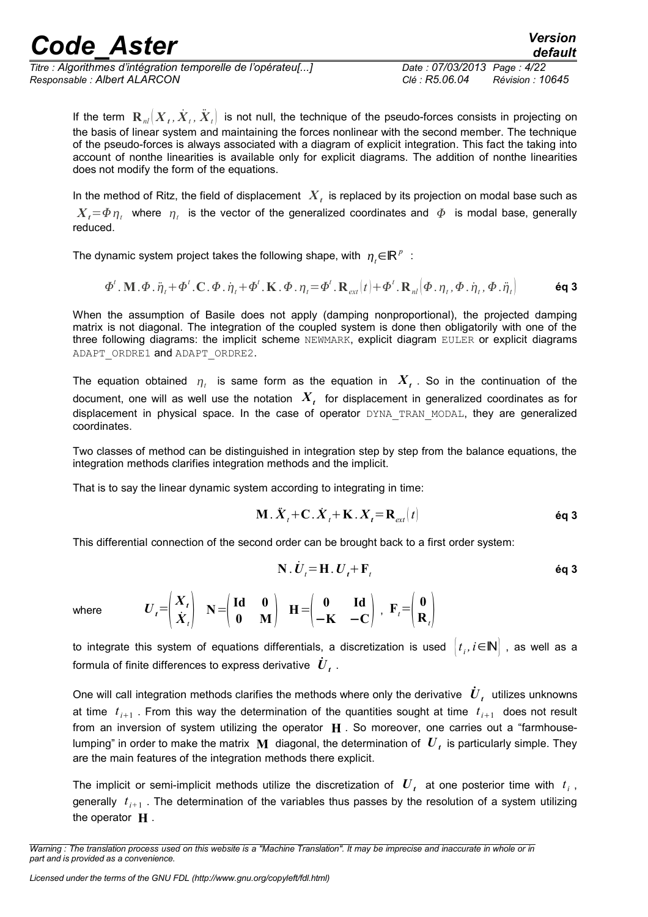If the term $\mathbf{R}_{nl}\left(X_t, \dot{X}_t, \ddot{X}_t\right)$ is not null, the technique of the pseudo-forces consists in projecting on the basis of linear system and maintaining the forces nonlinear with the second member. The technique of the pseudo-forces is always associated with a diagram of explicit integration. This fact the taking into account of nonthe linearities is available only for explicit diagrams. The addition of nonthe linearities does not modify the form of the equations.

In the method of Ritz, the field of displacement $X_t$ is replaced by its projection on modal base such as $X_t = \Phi\, \eta_t$ where $\eta_t$ is the vector of the generalized coordinates and $\Phi$ is modal base, generally reduced.

The dynamic system project takes the following shape, with $\eta_t \in \mathbb{R}^p$ :

$$\Phi^t.\mathbf{M}.\Phi.\ddot{\eta}_t + \Phi^t.\mathbf{C}.\Phi.\dot{\eta}_t + \Phi^t.\mathbf{K}.\Phi.\eta_t = \Phi^t.\mathbf{R}_{ext}(t) + \Phi^t.\mathbf{R}_{nl}\left(\Phi.\eta_t, \Phi.\dot{\eta}_t, \Phi.\ddot{\eta}_t\right) \quad \textbf{éq 3}$$

When the assumption of Basile does not apply (damping nonproportional), the projected damping matrix is not diagonal. The integration of the coupled system is done then obligatorily with one of the three following diagrams: the implicit scheme NEWMARK, explicit diagram EULER or explicit diagrams ADAPT_ORDRE1 and ADAPT_ORDRE2.

The equation obtained $\eta_t$ is same form as the equation in $X_t$. So in the continuation of the document, one will as well use the notation $X_t$ for displacement in generalized coordinates as for displacement in physical space. In the case of operator DYNA_TRAN_MODAL, they are generalized coordinates.

Two classes of method can be distinguished in integration step by step from the balance equations, the integration methods clarifies integration methods and the implicit.

That is to say the linear dynamic system according to integrating in time:

$$\mathbf{M}.\ddot{X}_t + \mathbf{C}.\dot{X}_t + \mathbf{K}.X_t = \mathbf{R}_{ext}(t) \quad \textbf{éq 3}$$

This differential connection of the second order can be brought back to a first order system:

$$\mathbf{N}.\dot{U}_t = \mathbf{H}.U_t + \mathbf{F}_t \quad \textbf{éq 3}$$

where $U_t = \begin{pmatrix} X_t \\ \dot{X}_t \end{pmatrix}$ $\mathbf{N} = \begin{pmatrix} \mathbf{Id} & \mathbf{0} \\ \mathbf{0} & \mathbf{M} \end{pmatrix}$ $\mathbf{H} = \begin{pmatrix} \mathbf{0} & \mathbf{Id} \\ -\mathbf{K} & -\mathbf{C} \end{pmatrix}$ , $\mathbf{F}_t = \begin{pmatrix} \mathbf{0} \\ \mathbf{R}_t \end{pmatrix}$

to integrate this system of equations differentials, a discretization is used $\left\{t_i, i \in \mathbb{N}\right\}$ , as well as a formula of finite differences to express derivative $\dot{U}_t$ .

One will call integration methods clarifies the methods where only the derivative $\dot{U}_t$ utilizes unknowns at time $t_{i+1}$ . From this way the determination of the quantities sought at time $t_{i+1}$ does not result from an inversion of system utilizing the operator $\mathbf{H}$ . So moreover, one carries out a "farmhouse-lumping" in order to make the matrix $\mathbf{M}$ diagonal, the determination of $U_t$ is particularly simple. They are the main features of the integration methods there explicit.

The implicit or semi-implicit methods utilize the discretization of $U_t$ at one posterior time with $t_i$ , generally $t_{i+1}$ . The determination of the variables thus passes by the resolution of a system utilizing the operator $\mathbf{H}$ .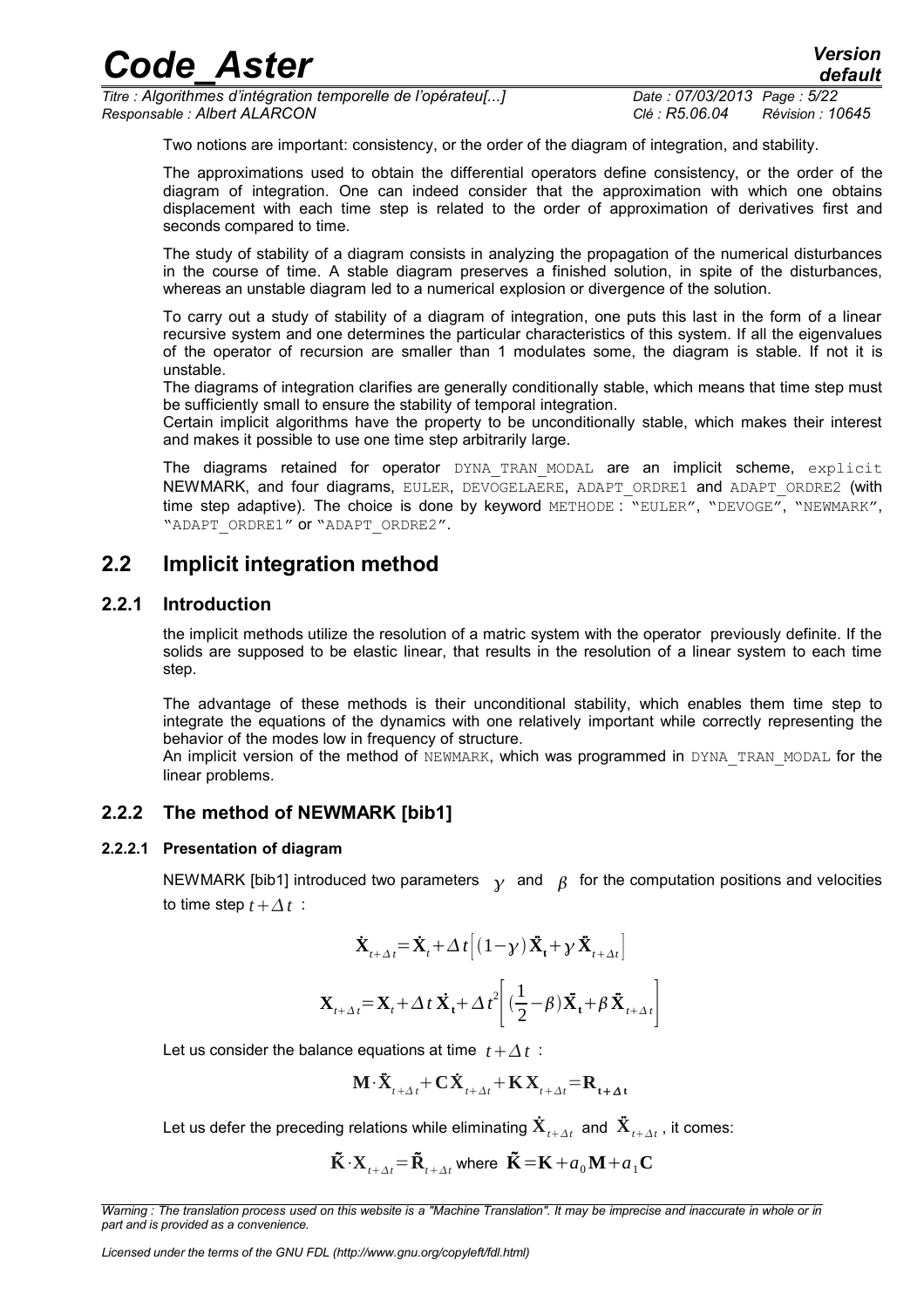Two notions are important: consistency, or the order of the diagram of integration, and stability.

The approximations used to obtain the differential operators define consistency, or the order of the diagram of integration. One can indeed consider that the approximation with which one obtains displacement with each time step is related to the order of approximation of derivatives first and seconds compared to time.

The study of stability of a diagram consists in analyzing the propagation of the numerical disturbances in the course of time. A stable diagram preserves a finished solution, in spite of the disturbances, whereas an unstable diagram led to a numerical explosion or divergence of the solution.

To carry out a study of stability of a diagram of integration, one puts this last in the form of a linear recursive system and one determines the particular characteristics of this system. If all the eigenvalues of the operator of recursion are smaller than 1 modulates some, the diagram is stable. If not it is unstable.
The diagrams of integration clarifies are generally conditionally stable, which means that time step must be sufficiently small to ensure the stability of temporal integration.
Certain implicit algorithms have the property to be unconditionally stable, which makes their interest and makes it possible to use one time step arbitrarily large.

The diagrams retained for operator DYNA_TRAN_MODAL are an implicit scheme, explicit NEWMARK, and four diagrams, EULER, DEVOGELAERE, ADAPT_ORDRE1 and ADAPT_ORDRE2 (with time step adaptive). The choice is done by keyword METHODE : "EULER", "DEVOGE", "NEWMARK", "ADAPT_ORDRE1" or "ADAPT_ORDRE2".

## 2.2 Implicit integration method

### 2.2.1 Introduction

the implicit methods utilize the resolution of a matric system with the operator previously definite. If the solids are supposed to be elastic linear, that results in the resolution of a linear system to each time step.

The advantage of these methods is their unconditional stability, which enables them time step to integrate the equations of the dynamics with one relatively important while correctly representing the behavior of the modes low in frequency of structure.
An implicit version of the method of NEWMARK, which was programmed in DYNA_TRAN_MODAL for the linear problems.

### 2.2.2 The method of NEWMARK [bib1]

#### 2.2.2.1 Presentation of diagram

NEWMARK [bib1] introduced two parameters $\gamma$ and $\beta$ for the computation positions and velocities to time step $t+\Delta t$ :

$$\dot{\mathbf{X}}_{t+\Delta t}=\dot{\mathbf{X}}_t+\Delta t\left[(1-\gamma)\ddot{\mathbf{X}}_t+\gamma\,\ddot{\mathbf{X}}_{t+\Delta t}\right]$$

$$\mathbf{X}_{t+\Delta t}=\mathbf{X}_t+\Delta t\,\dot{\mathbf{X}}_t+\Delta t^2\left[\left(\frac{1}{2}-\beta\right)\ddot{\mathbf{X}}_t+\beta\,\ddot{\mathbf{X}}_{t+\Delta t}\right]$$

Let us consider the balance equations at time $t+\Delta t$ :

$$\mathbf{M}\cdot\ddot{\mathbf{X}}_{t+\Delta t}+\mathbf{C}\dot{\mathbf{X}}_{t+\Delta t}+\mathbf{K}\mathbf{X}_{t+\Delta t}=\mathbf{R}_{t+\Delta t}$$

Let us defer the preceding relations while eliminating $\dot{\mathbf{X}}_{t+\Delta t}$ and $\ddot{\mathbf{X}}_{t+\Delta t}$ , it comes:

$$\tilde{\mathbf{K}}\cdot\mathbf{X}_{t+\Delta t}=\tilde{\mathbf{R}}_{t+\Delta t} \text{ where } \tilde{\mathbf{K}}=\mathbf{K}+a_0\mathbf{M}+a_1\mathbf{C}$$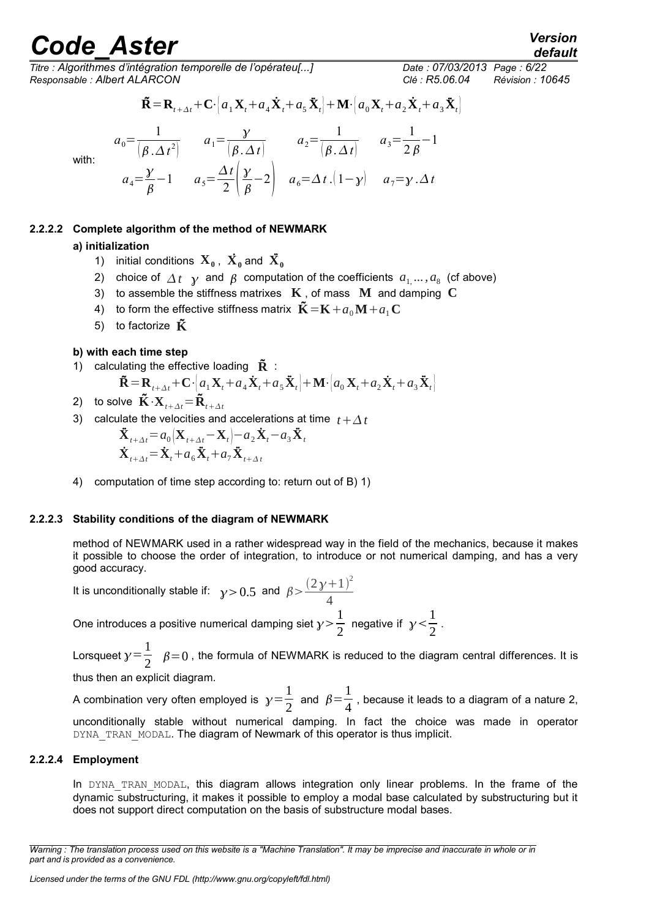$$\tilde{\mathbf{R}}=\mathbf{R}_{t+\Delta t}+\mathbf{C}\cdot\left(a_1\mathbf{X}_t+a_4\dot{\mathbf{X}}_t+a_5\ddot{\mathbf{X}}_t\right)+\mathbf{M}\cdot\left(a_0\mathbf{X}_t+a_2\dot{\mathbf{X}}_t+a_3\ddot{\mathbf{X}}_t\right)$$

with:

$$a_0=\frac{1}{\left(\beta.\Delta t^2\right)}\qquad a_1=\frac{\gamma}{\left(\beta.\Delta t\right)}\qquad a_2=\frac{1}{\left(\beta.\Delta t\right)}\qquad a_3=\frac{1}{2\beta}-1$$

$$a_4=\frac{\gamma}{\beta}-1\qquad a_5=\frac{\Delta t}{2}\left(\frac{\gamma}{\beta}-2\right)\qquad a_6=\Delta t.\left(1-\gamma\right)\qquad a_7=\gamma.\Delta t$$

#### 2.2.2.2 Complete algorithm of the method of NEWMARK

**a) initialization**

1) initial conditions $\mathbf{X_0}$, $\dot{\mathbf{X}}_\mathbf{0}$ and $\ddot{\mathbf{X}}_\mathbf{0}$
2) choice of $\Delta t$ $\gamma$ and $\beta$ computation of the coefficients $a_{1,}...,a_8$ (cf above)
3) to assemble the stiffness matrixes $\mathbf{K}$, of mass $\mathbf{M}$ and damping $\mathbf{C}$
4) to form the effective stiffness matrix $\tilde{\mathbf{K}}=\mathbf{K}+a_0\mathbf{M}+a_1\mathbf{C}$
5) to factorize $\tilde{\mathbf{K}}$

**b) with each time step**

1) calculating the effective loading $\tilde{\mathbf{R}}$ :

$$\tilde{\mathbf{R}}=\mathbf{R}_{t+\Delta t}+\mathbf{C}\cdot\left(a_1\mathbf{X}_t+a_4\dot{\mathbf{X}}_t+a_5\ddot{\mathbf{X}}_t\right)+\mathbf{M}\cdot\left(a_0\mathbf{X}_t+a_2\dot{\mathbf{X}}_t+a_3\ddot{\mathbf{X}}_t\right)$$

2) to solve $\tilde{\mathbf{K}}\cdot\mathbf{X}_{t+\Delta t}=\tilde{\mathbf{R}}_{t+\Delta t}$
3) calculate the velocities and accelerations at time $t+\Delta t$

$$\ddot{\mathbf{X}}_{t+\Delta t}=a_0\left(\mathbf{X}_{t+\Delta t}-\mathbf{X}_t\right)-a_2\dot{\mathbf{X}}_t-a_3\ddot{\mathbf{X}}_t$$
$$\dot{\mathbf{X}}_{t+\Delta t}=\dot{\mathbf{X}}_t+a_6\ddot{\mathbf{X}}_t+a_7\ddot{\mathbf{X}}_{t+\Delta t}$$

4) computation of time step according to: return out of B) 1)

#### 2.2.2.3 Stability conditions of the diagram of NEWMARK

method of NEWMARK used in a rather widespread way in the field of the mechanics, because it makes it possible to choose the order of integration, to introduce or not numerical damping, and has a very good accuracy.

It is unconditionally stable if: $\gamma>0.5$ and $\beta>\frac{(2\gamma+1)^2}{4}$

One introduces a positive numerical damping siet $\gamma>\frac{1}{2}$ negative if $\gamma<\frac{1}{2}$.

Lorsqueet $\gamma=\frac{1}{2}$ $\beta=0$, the formula of NEWMARK is reduced to the diagram central differences. It is thus then an explicit diagram.

A combination very often employed is $\gamma=\frac{1}{2}$ and $\beta=\frac{1}{4}$, because it leads to a diagram of a nature 2, unconditionally stable without numerical damping. In fact the choice was made in operator DYNA_TRAN_MODAL. The diagram of Newmark of this operator is thus implicit.

#### 2.2.2.4 Employment

In DYNA_TRAN_MODAL, this diagram allows integration only linear problems. In the frame of the dynamic substructuring, it makes it possible to employ a modal base calculated by substructuring but it does not support direct computation on the basis of substructure modal bases.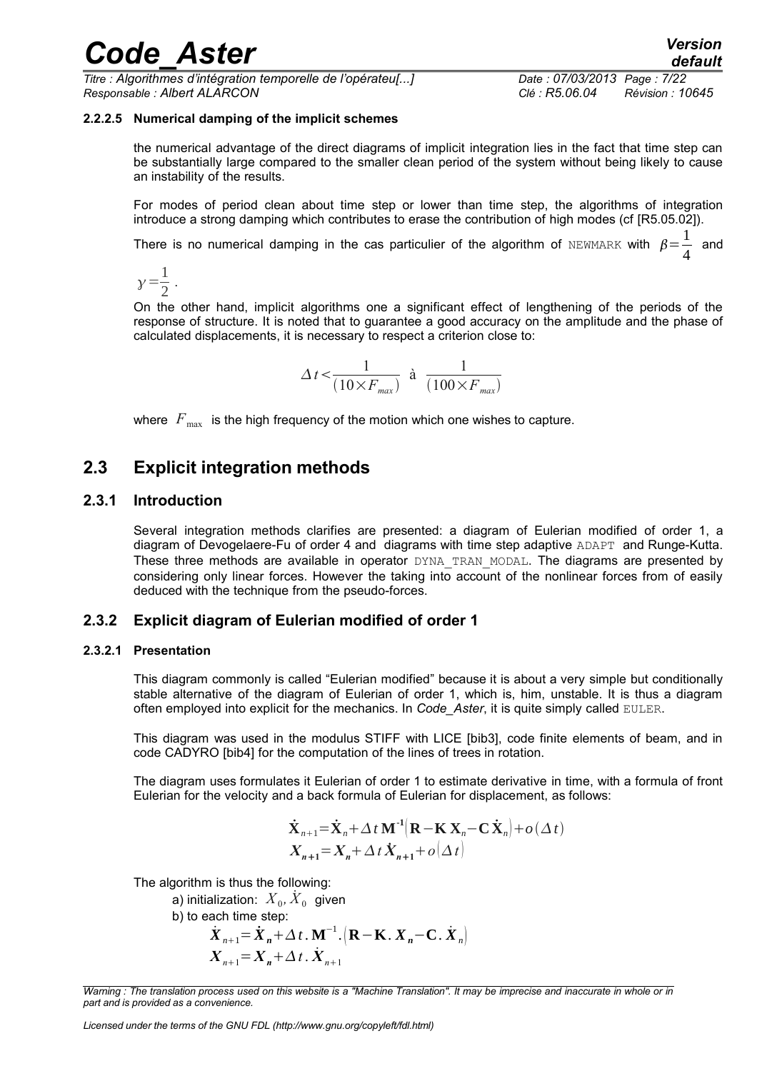#### 2.2.2.5 Numerical damping of the implicit schemes

the numerical advantage of the direct diagrams of implicit integration lies in the fact that time step can be substantially large compared to the smaller clean period of the system without being likely to cause an instability of the results.

For modes of period clean about time step or lower than time step, the algorithms of integration introduce a strong damping which contributes to erase the contribution of high modes (cf [R5.05.02]).

There is no numerical damping in the cas particulier of the algorithm of NEWMARK with $\beta=\frac{1}{4}$ and $\gamma=\frac{1}{2}$.

On the other hand, implicit algorithms one a significant effect of lengthening of the periods of the response of structure. It is noted that to guarantee a good accuracy on the amplitude and the phase of calculated displacements, it is necessary to respect a criterion close to:

$$\Delta t<\frac{1}{(10\times F_{max})} \text{ à } \frac{1}{(100\times F_{max})}$$

where $F_{\max}$ is the high frequency of the motion which one wishes to capture.

## 2.3 Explicit integration methods

### 2.3.1 Introduction

Several integration methods clarifies are presented: a diagram of Eulerian modified of order 1, a diagram of Devogelaere-Fu of order 4 and diagrams with time step adaptive ADAPT and Runge-Kutta. These three methods are available in operator DYNA_TRAN_MODAL. The diagrams are presented by considering only linear forces. However the taking into account of the nonlinear forces from of easily deduced with the technique from the pseudo-forces.

### 2.3.2 Explicit diagram of Eulerian modified of order 1

#### 2.3.2.1 Presentation

This diagram commonly is called "Eulerian modified" because it is about a very simple but conditionally stable alternative of the diagram of Eulerian of order 1, which is, him, unstable. It is thus a diagram often employed into explicit for the mechanics. In *Code_Aster*, it is quite simply called EULER.

This diagram was used in the modulus STIFF with LICE [bib3], code finite elements of beam, and in code CADYRO [bib4] for the computation of the lines of trees in rotation.

The diagram uses formulates it Eulerian of order 1 to estimate derivative in time, with a formula of front Eulerian for the velocity and a back formula of Eulerian for displacement, as follows:

$$\dot{\mathbf{X}}_{n+1}=\dot{\mathbf{X}}_n+\Delta t\,\mathbf{M}^{-1}\left(\mathbf{R}-\mathbf{K}\,\mathbf{X}_n-\mathbf{C}\,\dot{\mathbf{X}}_n\right)+o(\Delta t)$$
$$\boldsymbol{X}_{n+1}=\boldsymbol{X}_n+\Delta t\,\dot{\boldsymbol{X}}_{n+1}+o(\Delta t)$$

The algorithm is thus the following:

a) initialization: $X_0, \dot{X}_0$ given

b) to each time step:

$$\dot{\boldsymbol{X}}_{n+1}=\dot{\boldsymbol{X}}_n+\Delta t\,.\,\mathbf{M}^{-1}.\left(\mathbf{R}-\mathbf{K}.\,\boldsymbol{X}_n-\mathbf{C}.\,\dot{\boldsymbol{X}}_n\right)$$
$$\boldsymbol{X}_{n+1}=\boldsymbol{X}_n+\Delta t\,.\,\dot{\boldsymbol{X}}_{n+1}$$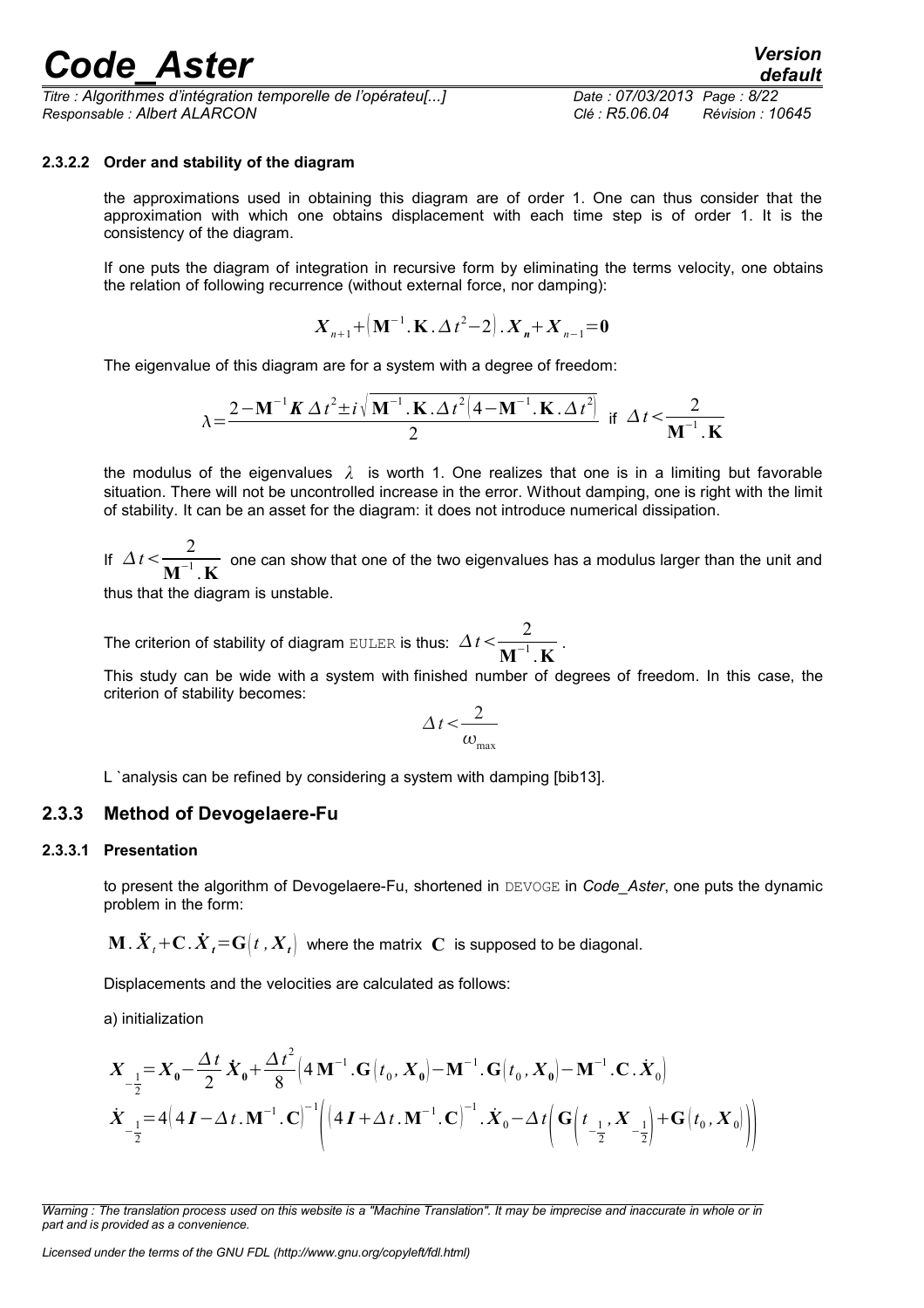#### 2.3.2.2 Order and stability of the diagram

the approximations used in obtaining this diagram are of order 1. One can thus consider that the approximation with which one obtains displacement with each time step is of order 1. It is the consistency of the diagram.

If one puts the diagram of integration in recursive form by eliminating the terms velocity, one obtains the relation of following recurrence (without external force, nor damping):

$$\boldsymbol{X}_{n+1}+\left(\mathbf{M}^{-1}.\mathbf{K}.\Delta t^2-2\right).\boldsymbol{X}_{\boldsymbol{n}}+\boldsymbol{X}_{n-1}=\mathbf{0}$$

The eigenvalue of this diagram are for a system with a degree of freedom:

$$\lambda=\frac{2-\mathbf{M}^{-1}\boldsymbol{K}\,\Delta t^2\pm i\sqrt{\mathbf{M}^{-1}.\mathbf{K}.\Delta t^2\left(4-\mathbf{M}^{-1}.\mathbf{K}.\Delta t^2\right)}}{2} \text{ if } \Delta t<\frac{2}{\mathbf{M}^{-1}.\mathbf{K}}$$

the modulus of the eigenvalues $\lambda$ is worth 1. One realizes that one is in a limiting but favorable situation. There will not be uncontrolled increase in the error. Without damping, one is right with the limit of stability. It can be an asset for the diagram: it does not introduce numerical dissipation.

If $\Delta t<\frac{2}{\mathbf{M}^{-1}.\mathbf{K}}$ one can show that one of the two eigenvalues has a modulus larger than the unit and thus that the diagram is unstable.

The criterion of stability of diagram EULER is thus: $\Delta t<\frac{2}{\mathbf{M}^{-1}.\mathbf{K}}$.

This study can be wide with a system with finished number of degrees of freedom. In this case, the criterion of stability becomes:

$$\Delta t<\frac{2}{\omega_{\max}}$$

L `analysis can be refined by considering a system with damping [bib13].

### 2.3.3 Method of Devogelaere-Fu

#### 2.3.3.1 Presentation

to present the algorithm of Devogelaere-Fu, shortened in DEVOGE in *Code_Aster*, one puts the dynamic problem in the form:

$\mathbf{M}.\ddot{\boldsymbol{X}}_t+\mathbf{C}.\dot{\boldsymbol{X}}_{\boldsymbol{t}}=\mathbf{G}\left(t,\boldsymbol{X}_{\boldsymbol{t}}\right)$ where the matrix $\mathbf{C}$ is supposed to be diagonal.

Displacements and the velocities are calculated as follows:

a) initialization

$$\boldsymbol{X}_{-\frac{1}{2}}=\boldsymbol{X}_{\mathbf{0}}-\frac{\Delta t}{2}\dot{\boldsymbol{X}}_{\mathbf{0}}+\frac{\Delta t^2}{8}\left(4\,\mathbf{M}^{-1}.\mathbf{G}\left(t_0,\boldsymbol{X}_{\mathbf{0}}\right)-\mathbf{M}^{-1}.\mathbf{G}\left(t_0,\boldsymbol{X}_{\mathbf{0}}\right)-\mathbf{M}^{-1}.\mathbf{C}.\dot{\boldsymbol{X}}_0\right)$$

$$\dot{\boldsymbol{X}}_{-\frac{1}{2}}=4\left(4\,\boldsymbol{I}-\Delta t.\mathbf{M}^{-1}.\mathbf{C}\right)^{-1}\left(\left(4\,\boldsymbol{I}+\Delta t.\mathbf{M}^{-1}.\mathbf{C}\right)^{-1}.\dot{\boldsymbol{X}}_0-\Delta t\left(\mathbf{G}\left(t_{-\frac{1}{2}},\boldsymbol{X}_{-\frac{1}{2}}\right)+\mathbf{G}\left(t_0,\boldsymbol{X}_0\right)\right)\right)$$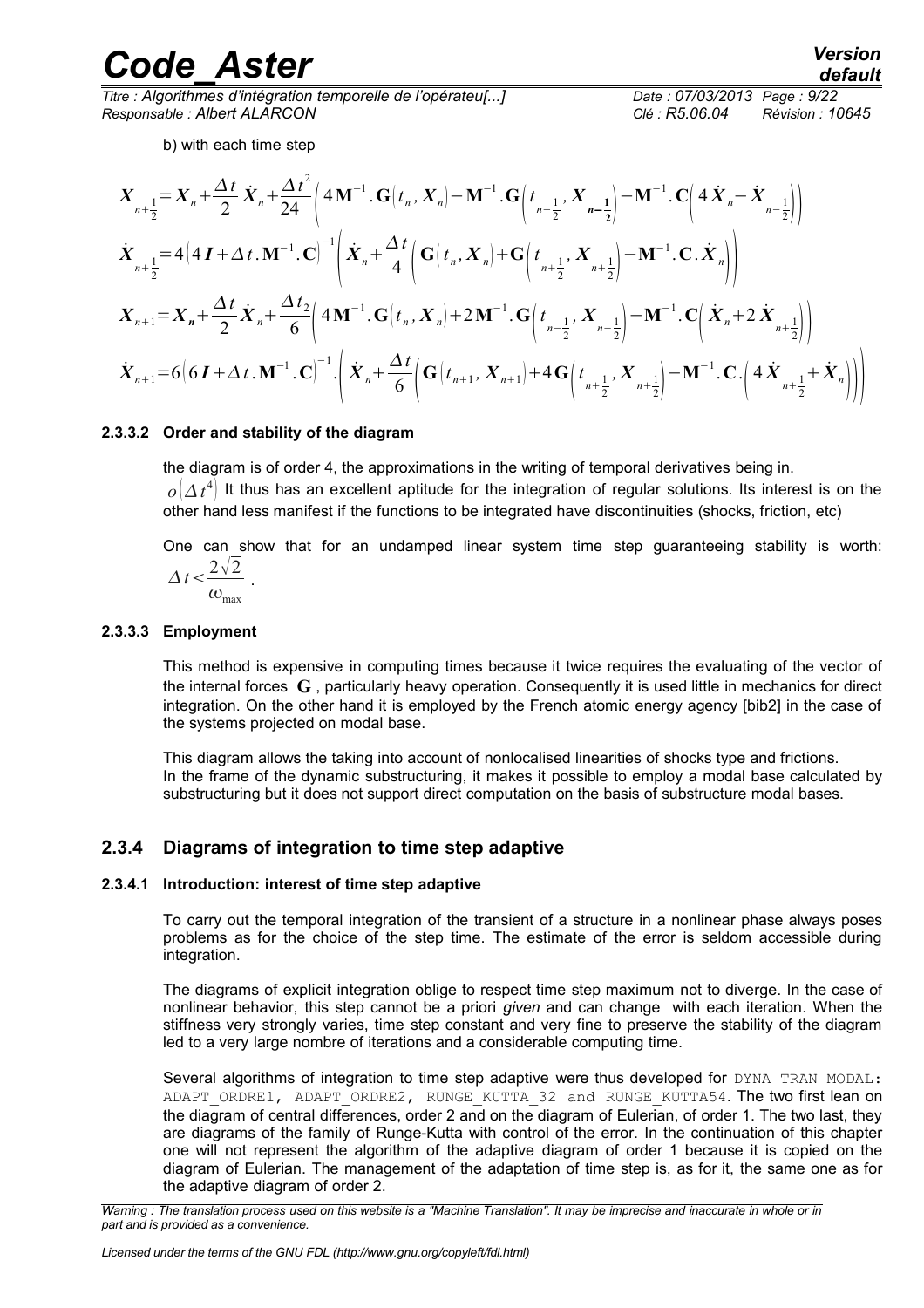b) with each time step

$$\boldsymbol{X}_{n+\frac{1}{2}}=\boldsymbol{X}_n+\frac{\Delta t}{2}\dot{\boldsymbol{X}}_n+\frac{\Delta t^2}{24}\left(4\mathbf{M}^{-1}.\mathbf{G}(t_n,\boldsymbol{X}_n)-\mathbf{M}^{-1}.\mathbf{G}\left(t_{n-\frac{1}{2}},\boldsymbol{X}_{n-\frac{1}{2}}\right)-\mathbf{M}^{-1}.\mathbf{C}\left(4\dot{\boldsymbol{X}}_n-\dot{\boldsymbol{X}}_{n-\frac{1}{2}}\right)\right)$$

$$\dot{\boldsymbol{X}}_{n+\frac{1}{2}}=4\left(4\boldsymbol{I}+\Delta t.\mathbf{M}^{-1}.\mathbf{C}\right)^{-1}\left(\dot{\boldsymbol{X}}_n+\frac{\Delta t}{4}\left(\mathbf{G}(t_n,\boldsymbol{X}_n)+\mathbf{G}\left(t_{n+\frac{1}{2}},\boldsymbol{X}_{n+\frac{1}{2}}\right)-\mathbf{M}^{-1}.\mathbf{C}.\dot{\boldsymbol{X}}_n\right)\right)$$

$$\boldsymbol{X}_{n+1}=\boldsymbol{X}_n+\frac{\Delta t}{2}\dot{\boldsymbol{X}}_n+\frac{\Delta t_2}{6}\left(4\mathbf{M}^{-1}.\mathbf{G}(t_n,\boldsymbol{X}_n)+2\mathbf{M}^{-1}.\mathbf{G}\left(t_{n-\frac{1}{2}},\boldsymbol{X}_{n-\frac{1}{2}}\right)-\mathbf{M}^{-1}.\mathbf{C}\left(\dot{\boldsymbol{X}}_n+2\dot{\boldsymbol{X}}_{n+\frac{1}{2}}\right)\right)$$

$$\dot{\boldsymbol{X}}_{n+1}=6\left(6\boldsymbol{I}+\Delta t.\mathbf{M}^{-1}.\mathbf{C}\right)^{-1}.\left(\dot{\boldsymbol{X}}_n+\frac{\Delta t}{6}\left(\mathbf{G}(t_{n+1},\boldsymbol{X}_{n+1})+4\mathbf{G}\left(t_{n+\frac{1}{2}},\boldsymbol{X}_{n+\frac{1}{2}}\right)-\mathbf{M}^{-1}.\mathbf{C}.\left(4\dot{\boldsymbol{X}}_{n+\frac{1}{2}}+\dot{\boldsymbol{X}}_n\right)\right)\right)$$

#### 2.3.3.2 Order and stability of the diagram

the diagram is of order 4, the approximations in the writing of temporal derivatives being in. $o(\Delta t^4)$ It thus has an excellent aptitude for the integration of regular solutions. Its interest is on the other hand less manifest if the functions to be integrated have discontinuities (shocks, friction, etc)

One can show that for an undamped linear system time step guaranteeing stability is worth: $\Delta t<\frac{2\sqrt{2}}{\omega_{\max}}$.

#### 2.3.3.3 Employment

This method is expensive in computing times because it twice requires the evaluating of the vector of the internal forces $\mathbf{G}$, particularly heavy operation. Consequently it is used little in mechanics for direct integration. On the other hand it is employed by the French atomic energy agency [bib2] in the case of the systems projected on modal base.

This diagram allows the taking into account of nonlocalised linearities of shocks type and frictions. In the frame of the dynamic substructuring, it makes it possible to employ a modal base calculated by substructuring but it does not support direct computation on the basis of substructure modal bases.

### 2.3.4 Diagrams of integration to time step adaptive

#### 2.3.4.1 Introduction: interest of time step adaptive

To carry out the temporal integration of the transient of a structure in a nonlinear phase always poses problems as for the choice of the step time. The estimate of the error is seldom accessible during integration.

The diagrams of explicit integration oblige to respect time step maximum not to diverge. In the case of nonlinear behavior, this step cannot be a priori *given* and can change with each iteration. When the stiffness very strongly varies, time step constant and very fine to preserve the stability of the diagram led to a very large nombre of iterations and a considerable computing time.

Several algorithms of integration to time step adaptive were thus developed for DYNA_TRAN_MODAL: ADAPT_ORDRE1, ADAPT_ORDRE2, RUNGE_KUTTA_32 and RUNGE_KUTTA54. The two first lean on the diagram of central differences, order 2 and on the diagram of Eulerian, of order 1. The two last, they are diagrams of the family of Runge-Kutta with control of the error. In the continuation of this chapter one will not represent the algorithm of the adaptive diagram of order 1 because it is copied on the diagram of Eulerian. The management of the adaptation of time step is, as for it, the same one as for the adaptive diagram of order 2.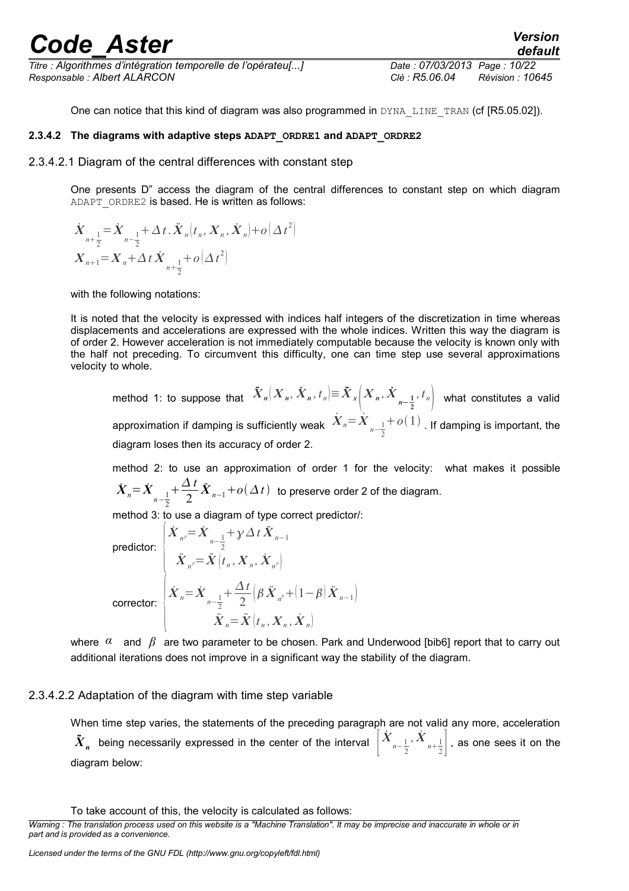One can notice that this kind of diagram was also programmed in DYNA_LINE_TRAN (cf [R5.05.02]).

#### 2.3.4.2 The diagrams with adaptive steps ADAPT_ORDRE1 and ADAPT_ORDRE2

##### 2.3.4.2.1 Diagram of the central differences with constant step

One presents D" access the diagram of the central differences to constant step on which diagram ADAPT_ORDRE2 is based. He is written as follows:

$$\dot{X}_{n+\frac{1}{2}} = \dot{X}_{n-\frac{1}{2}} + \Delta t . \ddot{X}_n(t_n, X_n, \dot{X}_n) + o(\Delta t^2)$$
$$X_{n+1} = X_n + \Delta t \dot{X}_{n+\frac{1}{2}} + o(\Delta t^2)$$

with the following notations:

It is noted that the velocity is expressed with indices half integers of the discretization in time whereas displacements and accelerations are expressed with the whole indices. Written this way the diagram is of order 2. However acceleration is not immediately computable because the velocity is known only with the half not preceding. To circumvent this difficulty, one can time step use several approximations velocity to whole.

method 1: to suppose that $\ddot{X}_n(X_n, \dot{X}_n, t_n) \equiv \ddot{X}_x\left(X_n, \dot{X}_{n-\frac{1}{2}}, t_n\right)$ what constitutes a valid approximation if damping is sufficiently weak $\dot{X}_n = \dot{X}_{n-\frac{1}{2}} + o(1)$. If damping is important, the diagram loses then its accuracy of order 2.

method 2: to use an approximation of order 1 for the velocity: what makes it possible $\dot{X}_n = \dot{X}_{n-\frac{1}{2}} + \frac{\Delta t}{2} \ddot{X}_{n-1} + o(\Delta t)$ to preserve order 2 of the diagram.

method 3: to use a diagram of type correct predictor/:

predictor: $\begin{cases} \dot{X}_{n^p} = \dot{X}_{n-\frac{1}{2}} + \gamma \Delta t \ddot{X}_{n-1} \\ \ddot{X}_{n^p} = \ddot{X}(t_n, X_n, \dot{X}_{n^p}) \end{cases}$

corrector: $\begin{cases} \dot{X}_n = \dot{X}_{n-\frac{1}{2}} + \frac{\Delta t}{2}\left(\beta \ddot{X}_{n^p} + (1-\beta) \ddot{X}_{n-1}\right) \\ \ddot{X}_n = \ddot{X}(t_n, X_n, \dot{X}_n) \end{cases}$

where $\alpha$ and $\beta$ are two parameter to be chosen. Park and Underwood [bib6] report that to carry out additional iterations does not improve in a significant way the stability of the diagram.

##### 2.3.4.2.2 Adaptation of the diagram with time step variable

When time step varies, the statements of the preceding paragraph are not valid any more, acceleration $\ddot{X}_n$ being necessarily expressed in the center of the interval $\left[\dot{X}_{n-\frac{1}{2}}, \dot{X}_{n+\frac{1}{2}}\right]$, as one sees it on the diagram below:

To take account of this, the velocity is calculated as follows: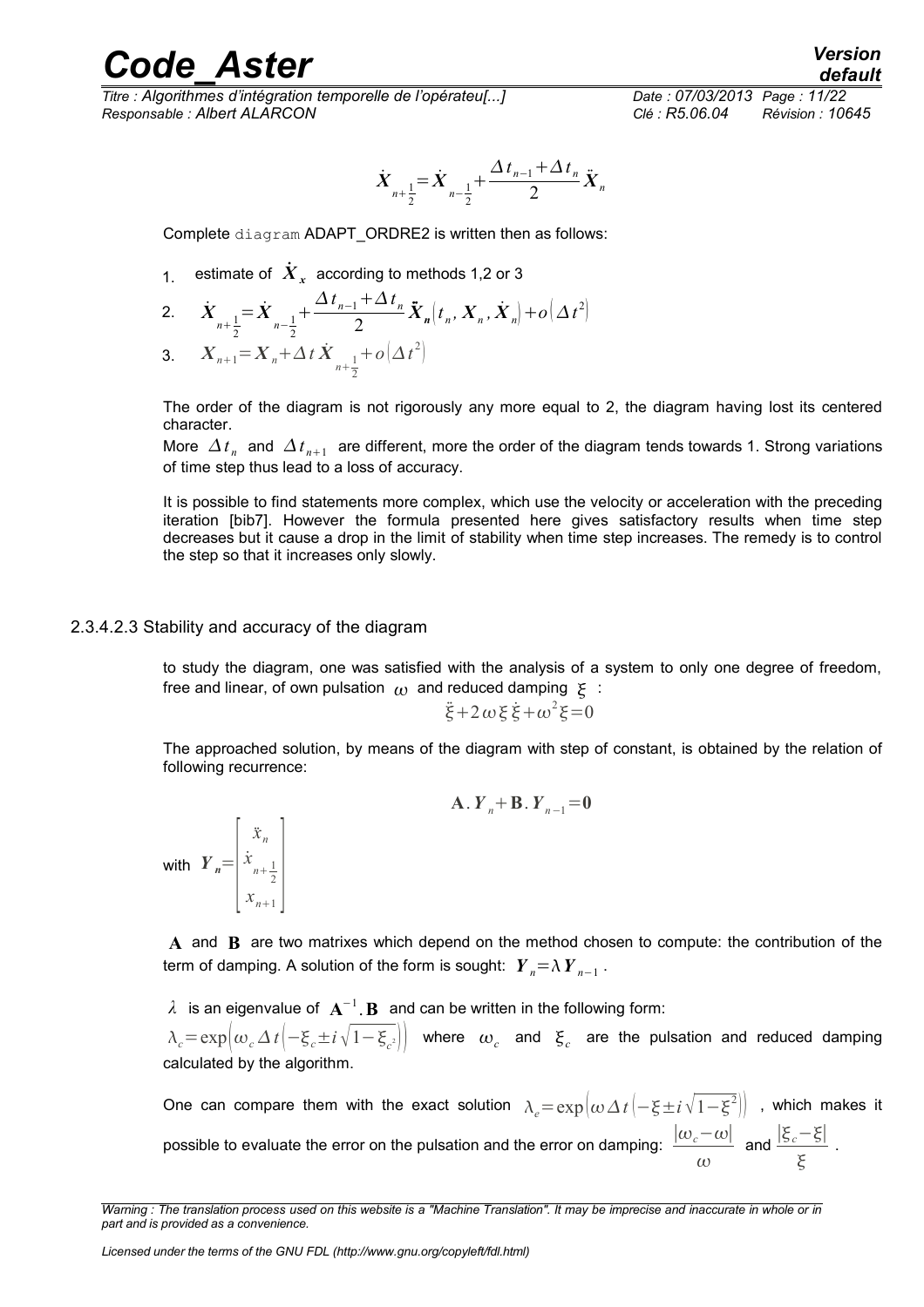$$\dot{X}_{n+\frac{1}{2}} = \dot{X}_{n-\frac{1}{2}} + \frac{\Delta t_{n-1} + \Delta t_n}{2} \ddot{X}_n$$

Complete diagram ADAPT_ORDRE2 is written then as follows:

1. estimate of $\dot{X}_x$ according to methods 1,2 or 3
2. $\dot{X}_{n+\frac{1}{2}} = \dot{X}_{n-\frac{1}{2}} + \frac{\Delta t_{n-1} + \Delta t_n}{2} \ddot{X}_n(t_n, X_n, \dot{X}_n) + o(\Delta t^2)$
3. $X_{n+1} = X_n + \Delta t \dot{X}_{n+\frac{1}{2}} + o(\Delta t^2)$

The order of the diagram is not rigorously any more equal to 2, the diagram having lost its centered character.

More $\Delta t_n$ and $\Delta t_{n+1}$ are different, more the order of the diagram tends towards 1. Strong variations of time step thus lead to a loss of accuracy.

It is possible to find statements more complex, which use the velocity or acceleration with the preceding iteration [bib7]. However the formula presented here gives satisfactory results when time step decreases but it cause a drop in the limit of stability when time step increases. The remedy is to control the step so that it increases only slowly.

#### 2.3.4.2.3 Stability and accuracy of the diagram

to study the diagram, one was satisfied with the analysis of a system to only one degree of freedom, free and linear, of own pulsation $\omega$ and reduced damping $\xi$ :

$$\ddot{\xi} + 2\omega\xi\dot{\xi} + \omega^2\xi = 0$$

The approached solution, by means of the diagram with step of constant, is obtained by the relation of following recurrence:

$$\mathbf{A}.Y_n + \mathbf{B}.Y_{n-1} = \mathbf{0}$$

with $Y_n = \begin{bmatrix} \ddot{x}_n \\ \dot{x}_{n+\frac{1}{2}} \\ x_{n+1} \end{bmatrix}$

$\mathbf{A}$ and $\mathbf{B}$ are two matrixes which depend on the method chosen to compute: the contribution of the term of damping. A solution of the form is sought: $Y_n = \lambda Y_{n-1}$ .

$\lambda$ is an eigenvalue of $\mathbf{A}^{-1}.\mathbf{B}$ and can be written in the following form:

$\lambda_c = \exp\left(\omega_c \Delta t\left(-\xi_c \pm i\sqrt{1-\xi_c^2}\right)\right)$ where $\omega_c$ and $\xi_c$ are the pulsation and reduced damping calculated by the algorithm.

One can compare them with the exact solution $\lambda_e = \exp\left(\omega \Delta t\left(-\xi \pm i\sqrt{1-\xi^2}\right)\right)$ , which makes it possible to evaluate the error on the pulsation and the error on damping: $\frac{|\omega_c - \omega|}{\omega}$ and $\frac{|\xi_c - \xi|}{\xi}$ .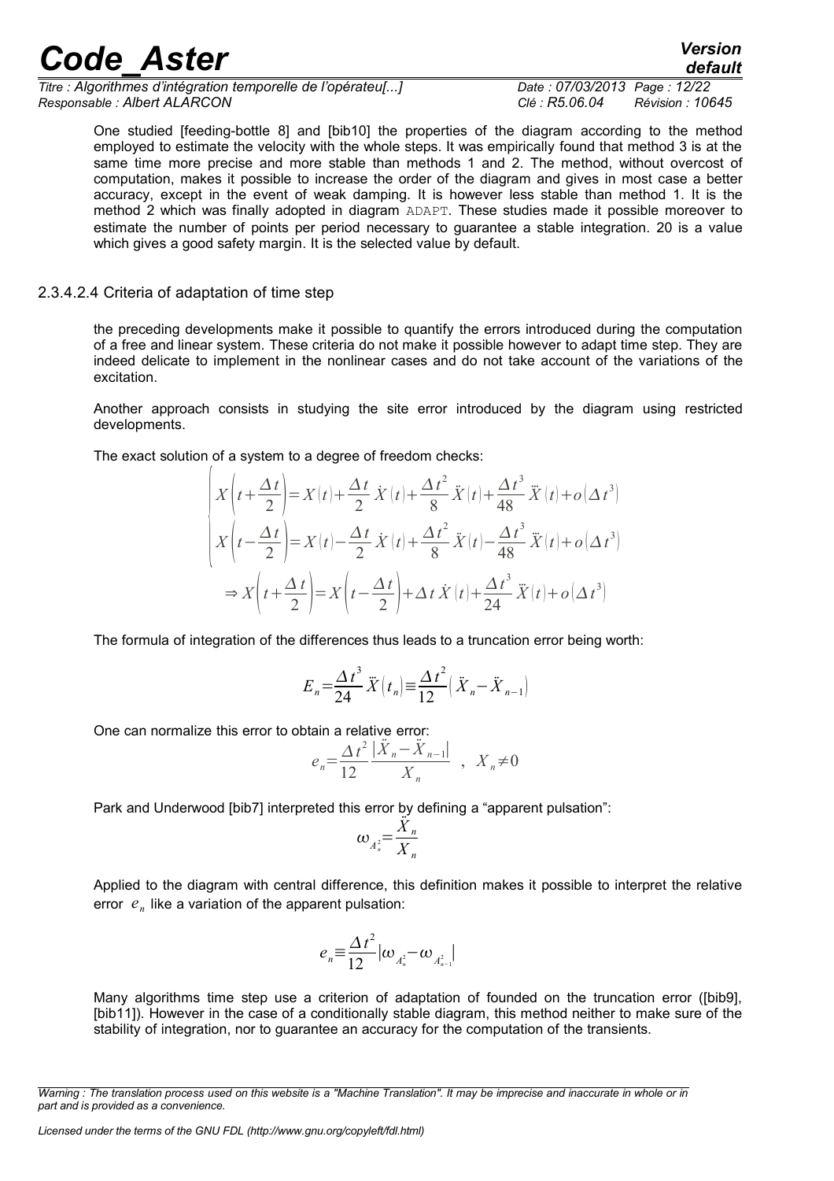One studied [feeding-bottle 8] and [bib10] the properties of the diagram according to the method employed to estimate the velocity with the whole steps. It was empirically found that method 3 is at the same time more precise and more stable than methods 1 and 2. The method, without overcost of computation, makes it possible to increase the order of the diagram and gives in most case a better accuracy, except in the event of weak damping. It is however less stable than method 1. It is the method 2 which was finally adopted in diagram ADAPT. These studies made it possible moreover to estimate the number of points per period necessary to guarantee a stable integration. 20 is a value which gives a good safety margin. It is the selected value by default.

#### 2.3.4.2.4 Criteria of adaptation of time step

the preceding developments make it possible to quantify the errors introduced during the computation of a free and linear system. These criteria do not make it possible however to adapt time step. They are indeed delicate to implement in the nonlinear cases and do not take account of the variations of the excitation.

Another approach consists in studying the site error introduced by the diagram using restricted developments.

The exact solution of a system to a degree of freedom checks:

$$\begin{cases} X\left(t+\dfrac{\Delta t}{2}\right)=X(t)+\dfrac{\Delta t}{2}\dot{X}(t)+\dfrac{\Delta t^2}{8}\ddot{X}(t)+\dfrac{\Delta t^3}{48}\dddot{X}(t)+o\left(\Delta t^3\right) \\ X\left(t-\dfrac{\Delta t}{2}\right)=X(t)-\dfrac{\Delta t}{2}\dot{X}(t)+\dfrac{\Delta t^2}{8}\ddot{X}(t)-\dfrac{\Delta t^3}{48}\dddot{X}(t)+o\left(\Delta t^3\right) \end{cases}$$

$$\Rightarrow X\left(t+\frac{\Delta t}{2}\right)=X\left(t-\frac{\Delta t}{2}\right)+\Delta t\,\dot{X}(t)+\frac{\Delta t^3}{24}\dddot{X}(t)+o\left(\Delta t^3\right)$$

The formula of integration of the differences thus leads to a truncation error being worth:

$$E_n=\frac{\Delta t^3}{24}\dddot{X}(t_n)\equiv\frac{\Delta t^2}{12}\left(\ddot{X}_n-\ddot{X}_{n-1}\right)$$

One can normalize this error to obtain a relative error:

$$e_n=\frac{\Delta t^2}{12}\frac{\left|\ddot{X}_n-\ddot{X}_{n-1}\right|}{X_n} \quad , \quad X_n\neq 0$$

Park and Underwood [bib7] interpreted this error by defining a "apparent pulsation":

$$\omega_{A_n^2}=\frac{\ddot{X}_n}{X_n}$$

Applied to the diagram with central difference, this definition makes it possible to interpret the relative error $e_n$ like a variation of the apparent pulsation:

$$e_n\equiv\frac{\Delta t^2}{12}\left|\omega_{A_n^2}-\omega_{A_{n-1}^2}\right|$$

Many algorithms time step use a criterion of adaptation of founded on the truncation error ([bib9], [bib11]). However in the case of a conditionally stable diagram, this method neither to make sure of the stability of integration, nor to guarantee an accuracy for the computation of the transients.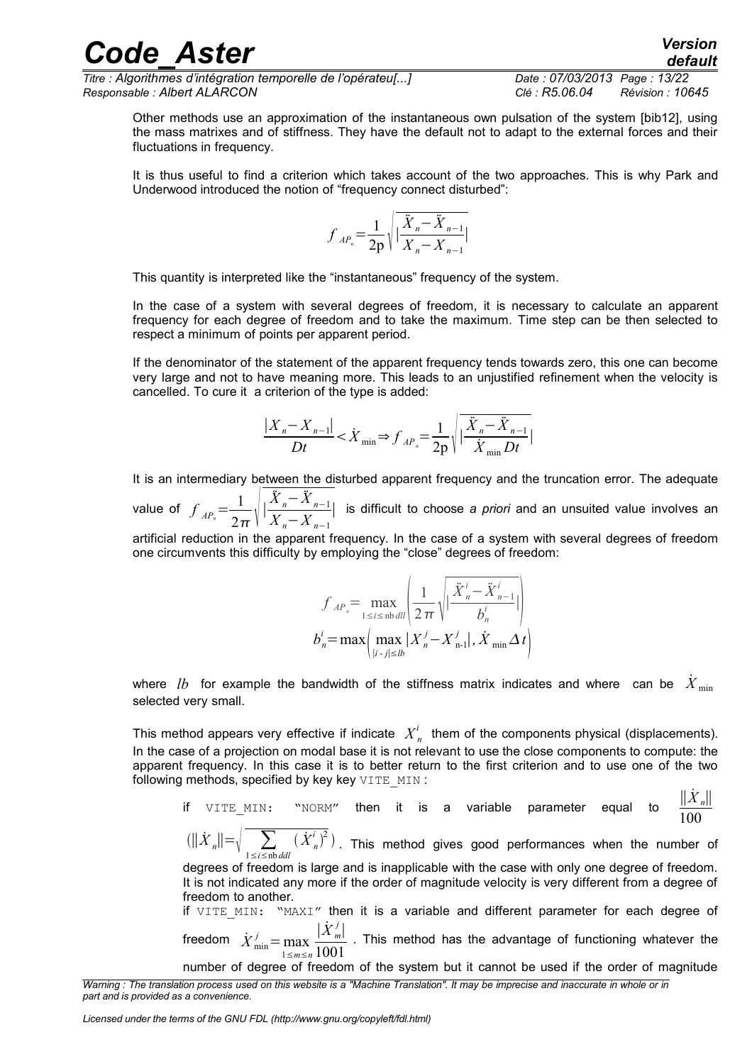Other methods use an approximation of the instantaneous own pulsation of the system [bib12], using the mass matrixes and of stiffness. They have the default not to adapt to the external forces and their fluctuations in frequency.

It is thus useful to find a criterion which takes account of the two approaches. This is why Park and Underwood introduced the notion of "frequency connect disturbed":

$$f_{AP_n}=\frac{1}{2\text{p}}\sqrt{\left|\frac{\ddot{X}_n-\ddot{X}_{n-1}}{X_n-X_{n-1}}\right|}$$

This quantity is interpreted like the "instantaneous" frequency of the system.

In the case of a system with several degrees of freedom, it is necessary to calculate an apparent frequency for each degree of freedom and to take the maximum. Time step can be then selected to respect a minimum of points per apparent period.

If the denominator of the statement of the apparent frequency tends towards zero, this one can become very large and not to have meaning more. This leads to an unjustified refinement when the velocity is cancelled. To cure it a criterion of the type is added:

$$\frac{|X_n-X_{n-1}|}{Dt}<\dot{X}_{\min}\Rightarrow f_{AP_n}=\frac{1}{2\text{p}}\sqrt{\left|\frac{\ddot{X}_n-\ddot{X}_{n-1}}{\dot{X}_{\min}Dt}\right|}$$

It is an intermediary between the disturbed apparent frequency and the truncation error. The adequate value of $f_{AP_n}=\frac{1}{2\pi}\sqrt{\left|\frac{\ddot{X}_n-\ddot{X}_{n-1}}{X_n-X_{n-1}}\right|}$ is difficult to choose *a priori* and an unsuited value involves an artificial reduction in the apparent frequency. In the case of a system with several degrees of freedom one circumvents this difficulty by employing the "close" degrees of freedom:

$$f_{AP_n}=\max_{1\le i\le \text{nb}\,ddl}\left(\frac{1}{2\pi}\sqrt{\left|\frac{\ddot{X}_n^i-\ddot{X}_{n-1}^i}{b_n^i}\right|}\right)$$

$$b_n^i=\max\left(\max_{|i-j|\le lb}|X_n^j-X_{n-1}^j|,\dot{X}_{\min}\Delta t\right)$$

where $lb$ for example the bandwidth of the stiffness matrix indicates and where can be $\dot{X}_{\min}$ selected very small.

This method appears very effective if indicate $X_n^i$ them of the components physical (displacements). In the case of a projection on modal base it is not relevant to use the close components to compute: the apparent frequency. In this case it is to better return to the first criterion and to use one of the two following methods, specified by key key `VITE_MIN` :

if `VITE_MIN: "NORM"` then it is a variable parameter equal to $\frac{\|\dot{X}_n\|}{100}$ ($\|\dot{X}_n\|=\sqrt{\sum_{1\le i\le \text{nb}\,ddl}(\dot{X}_n^i)^2}$). This method gives good performances when the number of degrees of freedom is large and is inapplicable with the case with only one degree of freedom. It is not indicated any more if the order of magnitude velocity is very different from a degree of freedom to another.

if `VITE_MIN: "MAXI"` then it is a variable and different parameter for each degree of freedom $\dot{X}_{\min}^j=\max_{1\le m\le n}\frac{|\dot{X}_m^j|}{1001}$. This method has the advantage of functioning whatever the number of degree of freedom of the system but it cannot be used if the order of magnitude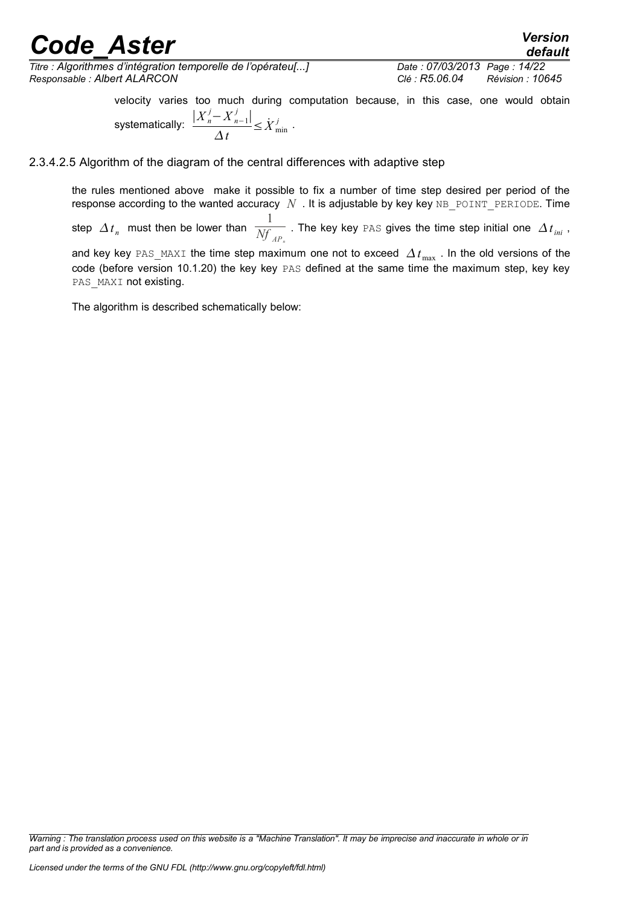velocity varies too much during computation because, in this case, one would obtain systematically: $\frac{|X_n^j - X_{n-1}^j|}{\Delta t} \leq \dot{X}_{\min}^j$ .

2.3.4.2.5 Algorithm of the diagram of the central differences with adaptive step

the rules mentioned above make it possible to fix a number of time step desired per period of the response according to the wanted accuracy $N$ . It is adjustable by key key NB_POINT_PERIODE. Time step $\Delta t_n$ must then be lower than $\frac{1}{N f_{AP_n}}$ . The key key PAS gives the time step initial one $\Delta t_{ini}$ , and key key PAS_MAXI the time step maximum one not to exceed $\Delta t_{\max}$ . In the old versions of the code (before version 10.1.20) the key key PAS defined at the same time the maximum step, key key PAS_MAXI not existing.

The algorithm is described schematically below: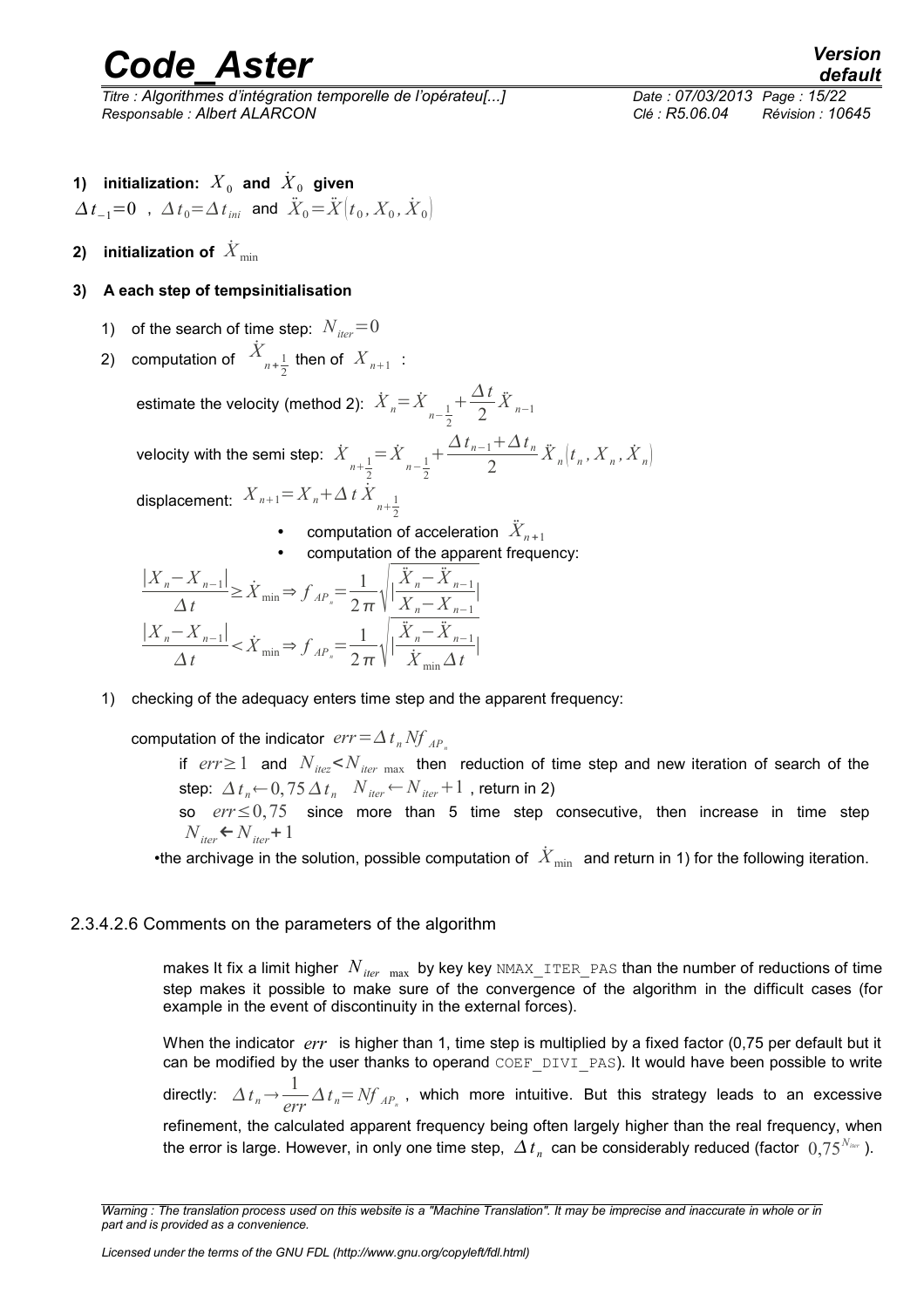1) **initialization:** $X_0$ **and** $\dot{X}_0$ **given**

$\Delta t_{-1}=0$ , $\Delta t_0=\Delta t_{ini}$ and $\ddot{X}_0=\ddot{X}(t_0, X_0, \dot{X}_0)$

2) **initialization of** $\dot{X}_{\min}$

3) **A each step of tempsinitialisation**

1) of the search of time step: $N_{iter}=0$
2) computation of $\dot{X}_{n+\frac{1}{2}}$ then of $X_{n+1}$ :

estimate the velocity (method 2): $\dot{X}_n=\dot{X}_{n-\frac{1}{2}}+\frac{\Delta t}{2}\ddot{X}_{n-1}$

velocity with the semi step: $\dot{X}_{n+\frac{1}{2}}=\dot{X}_{n-\frac{1}{2}}+\frac{\Delta t_{n-1}+\Delta t_n}{2}\ddot{X}_n(t_n, X_n, \dot{X}_n)$

displacement: $X_{n+1}=X_n+\Delta t\,\dot{X}_{n+\frac{1}{2}}$

- computation of acceleration $\ddot{X}_{n+1}$
- computation of the apparent frequency:

$$\frac{|X_n-X_{n-1}|}{\Delta t}\geq \dot{X}_{\min} \Rightarrow f_{AP_n}=\frac{1}{2\pi}\sqrt{\left|\frac{\ddot{X}_n-\ddot{X}_{n-1}}{X_n-X_{n-1}}\right|}$$

$$\frac{|X_n-X_{n-1}|}{\Delta t}< \dot{X}_{\min} \Rightarrow f_{AP_n}=\frac{1}{2\pi}\sqrt{\left|\frac{\ddot{X}_n-\ddot{X}_{n-1}}{\dot{X}_{\min}\Delta t}\right|}$$

1) checking of the adequacy enters time step and the apparent frequency:

computation of the indicator $err=\Delta t_n N f_{AP_n}$

if $err\geq 1$ and $N_{itez}<N_{iter\ \max}$ then reduction of time step and new iteration of search of the step: $\Delta t_n\leftarrow 0,75\,\Delta t_n$ $N_{iter}\leftarrow N_{iter}+1$ , return in 2)

so $err\leq 0,75$ since more than 5 time step consecutive, then increase in time step $N_{iter}\leftarrow N_{iter}+1$

•the archivage in the solution, possible computation of $\dot{X}_{\min}$ and return in 1) for the following iteration.

#### 2.3.4.2.6 Comments on the parameters of the algorithm

makes It fix a limit higher $N_{iter\ \max}$ by key key NMAX_ITER_PAS than the number of reductions of time step makes it possible to make sure of the convergence of the algorithm in the difficult cases (for example in the event of discontinuity in the external forces).

When the indicator $err$ is higher than 1, time step is multiplied by a fixed factor (0,75 per default but it can be modified by the user thanks to operand COEF_DIVI_PAS). It would have been possible to write directly: $\Delta t_n \rightarrow \frac{1}{err}\Delta t_n = N f_{AP_n}$ , which more intuitive. But this strategy leads to an excessive refinement, the calculated apparent frequency being often largely higher than the real frequency, when the error is large. However, in only one time step, $\Delta t_n$ can be considerably reduced (factor $0,75^{N_{iter}}$ ).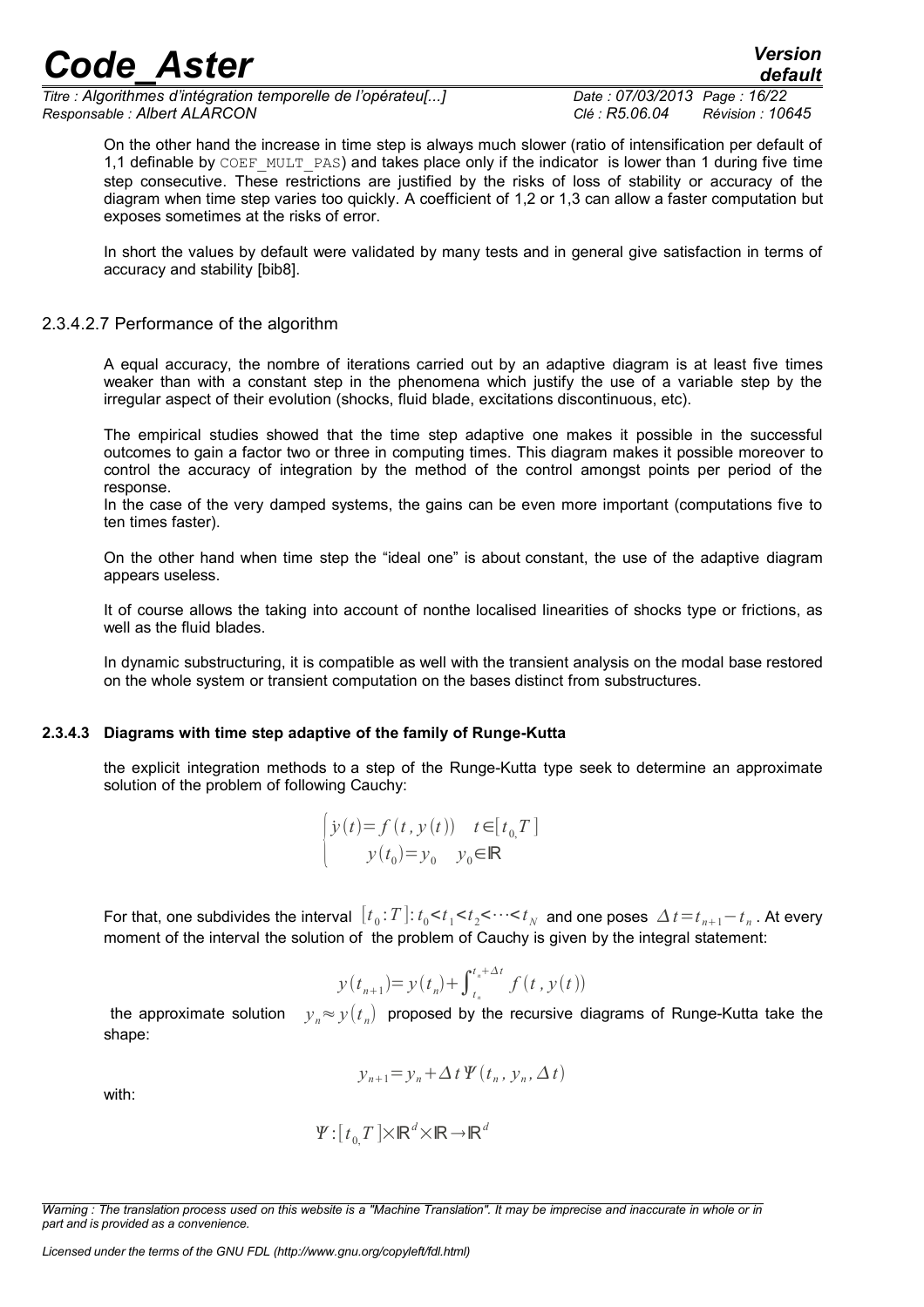On the other hand the increase in time step is always much slower (ratio of intensification per default of 1,1 definable by COEF_MULT_PAS) and takes place only if the indicator is lower than 1 during five time step consecutive. These restrictions are justified by the risks of loss of stability or accuracy of the diagram when time step varies too quickly. A coefficient of 1,2 or 1,3 can allow a faster computation but exposes sometimes at the risks of error.

In short the values by default were validated by many tests and in general give satisfaction in terms of accuracy and stability [bib8].

#### 2.3.4.2.7 Performance of the algorithm

A equal accuracy, the nombre of iterations carried out by an adaptive diagram is at least five times weaker than with a constant step in the phenomena which justify the use of a variable step by the irregular aspect of their evolution (shocks, fluid blade, excitations discontinuous, etc).

The empirical studies showed that the time step adaptive one makes it possible in the successful outcomes to gain a factor two or three in computing times. This diagram makes it possible moreover to control the accuracy of integration by the method of the control amongst points per period of the response.
In the case of the very damped systems, the gains can be even more important (computations five to ten times faster).

On the other hand when time step the "ideal one" is about constant, the use of the adaptive diagram appears useless.

It of course allows the taking into account of nonthe localised linearities of shocks type or frictions, as well as the fluid blades.

In dynamic substructuring, it is compatible as well with the transient analysis on the modal base restored on the whole system or transient computation on the bases distinct from substructures.

### 2.3.4.3 Diagrams with time step adaptive of the family of Runge-Kutta

the explicit integration methods to a step of the Runge-Kutta type seek to determine an approximate solution of the problem of following Cauchy:

$$\begin{cases} \dot{y}(t)=f(t,y(t)) & t\in[t_0,T] \\ y(t_0)=y_0 & y_0\in\mathbb{R} \end{cases}$$

For that, one subdivides the interval $[t_0:T]: t_0<t_1<t_2<\cdots<t_N$ and one poses $\Delta t=t_{n+1}-t_n$. At every moment of the interval the solution of the problem of Cauchy is given by the integral statement:

$$y(t_{n+1})=y(t_n)+\int_{t_n}^{t_n+\Delta t} f(t,y(t))$$

the approximate solution $y_n\approx y(t_n)$ proposed by the recursive diagrams of Runge-Kutta take the shape:

$$y_{n+1}=y_n+\Delta t\,\Psi(t_n,y_n,\Delta t)$$

with:

$$\Psi:[t_0,T]\times\mathbb{R}^d\times\mathbb{R}\rightarrow\mathbb{R}^d$$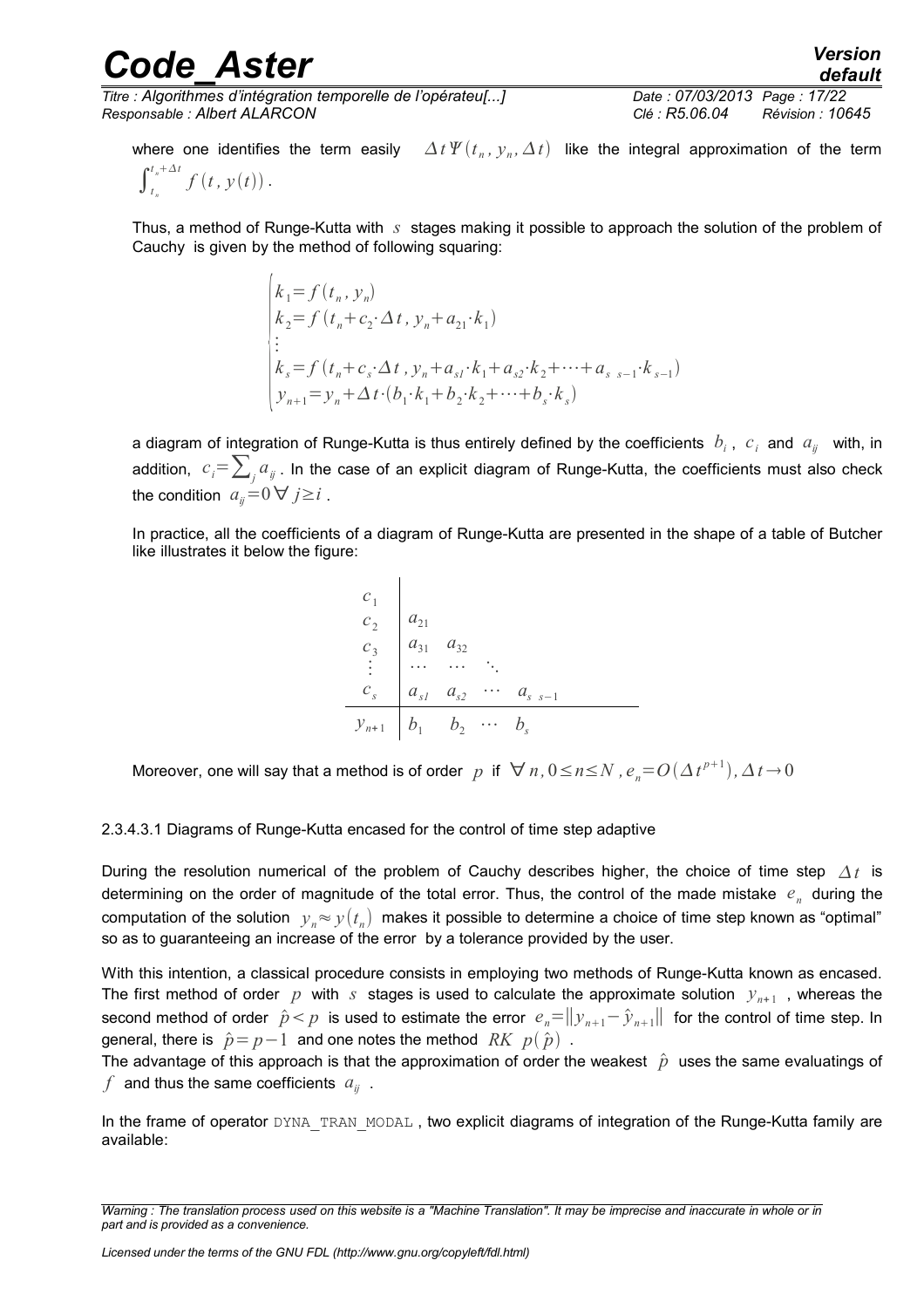where one identifies the term easily $\Delta t \Psi(t_n, y_n, \Delta t)$ like the integral approximation of the term $\int_{t_n}^{t_n+\Delta t} f(t, y(t))$.

Thus, a method of Runge-Kutta with $s$ stages making it possible to approach the solution of the problem of Cauchy is given by the method of following squaring:

$$\begin{cases} k_1 = f(t_n, y_n) \\ k_2 = f(t_n + c_2 \cdot \Delta t, y_n + a_{21} \cdot k_1) \\ \vdots \\ k_s = f(t_n + c_s \cdot \Delta t, y_n + a_{s1} \cdot k_1 + a_{s2} \cdot k_2 + \cdots + a_{s\ s-1} \cdot k_{s-1}) \\ y_{n+1} = y_n + \Delta t \cdot (b_1 \cdot k_1 + b_2 \cdot k_2 + \cdots + b_s \cdot k_s) \end{cases}$$

a diagram of integration of Runge-Kutta is thus entirely defined by the coefficients $b_i$, $c_i$ and $a_{ij}$ with, in addition, $c_i = \sum_j a_{ij}$. In the case of an explicit diagram of Runge-Kutta, the coefficients must also check the condition $a_{ij} = 0 \ \forall\ j \geq i$.

In practice, all the coefficients of a diagram of Runge-Kutta are presented in the shape of a table of Butcher like illustrates it below the figure:

$$\begin{array}{c|cccc} c_1 & & & & \\ c_2 & a_{21} & & & \\ c_3 & a_{31} & a_{32} & & \\ \vdots & \cdots & \cdots & \ddots & \\ c_s & a_{s1} & a_{s2} & \cdots & a_{s\ s-1} \\ \hline y_{n+1} & b_1 & b_2 & \cdots & b_s \end{array}$$

Moreover, one will say that a method is of order $p$ if $\forall\ n, 0 \leq n \leq N, e_n = O(\Delta t^{p+1}), \Delta t \to 0$

#### 2.3.4.3.1 Diagrams of Runge-Kutta encased for the control of time step adaptive

During the resolution numerical of the problem of Cauchy describes higher, the choice of time step $\Delta t$ is determining on the order of magnitude of the total error. Thus, the control of the made mistake $e_n$ during the computation of the solution $y_n \approx y(t_n)$ makes it possible to determine a choice of time step known as "optimal" so as to guaranteeing an increase of the error by a tolerance provided by the user.

With this intention, a classical procedure consists in employing two methods of Runge-Kutta known as encased. The first method of order $p$ with $s$ stages is used to calculate the approximate solution $y_{n+1}$, whereas the second method of order $\hat{p} < p$ is used to estimate the error $e_n = \| y_{n+1} - \hat{y}_{n+1} \|$ for the control of time step. In general, there is $\hat{p} = p - 1$ and one notes the method $RK\ p(\hat{p})$.

The advantage of this approach is that the approximation of order the weakest $\hat{p}$ uses the same evaluatings of $f$ and thus the same coefficients $a_{ij}$.

In the frame of operator DYNA_TRAN_MODAL, two explicit diagrams of integration of the Runge-Kutta family are available: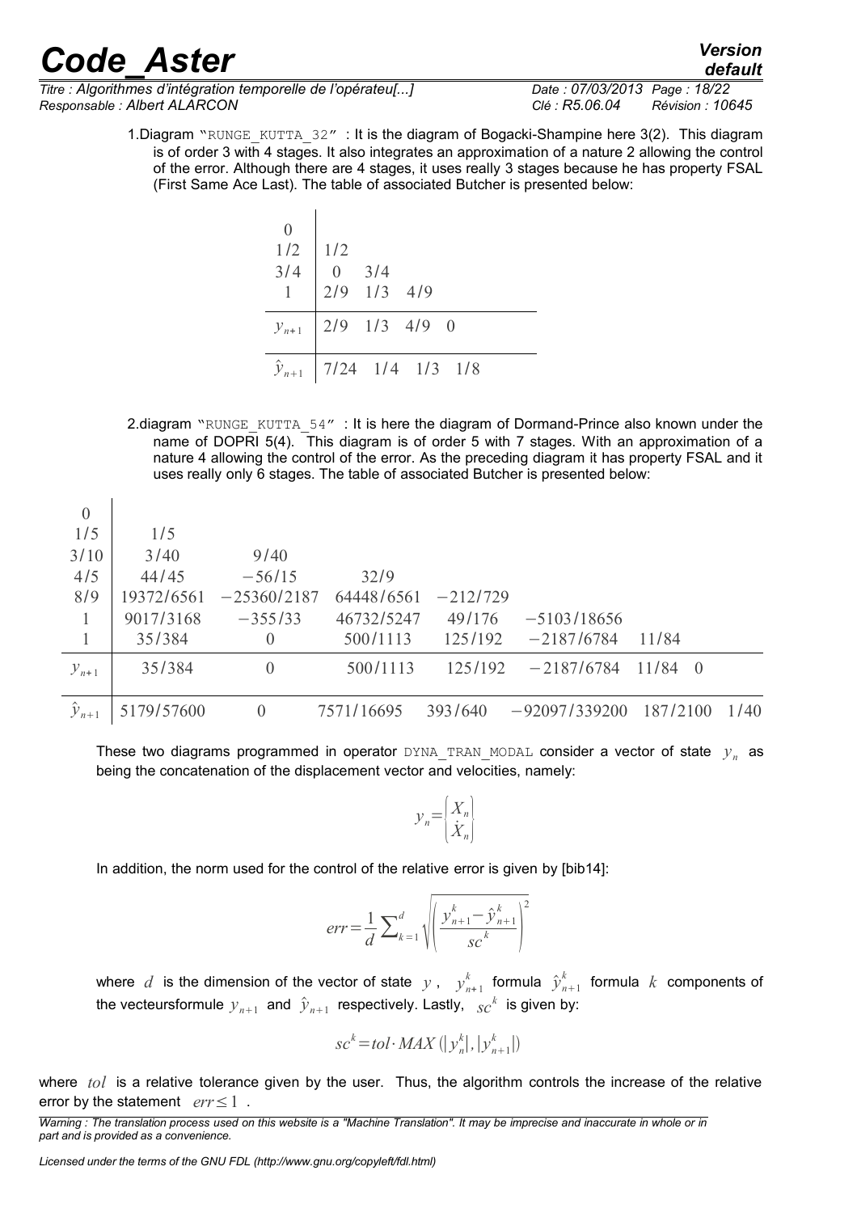1. Diagram "RUNGE_KUTTA_32" : It is the diagram of Bogacki-Shampine here 3(2). This diagram is of order 3 with 4 stages. It also integrates an approximation of a nature 2 allowing the control of the error. Although there are 4 stages, it uses really 3 stages because he has property FSAL (First Same Ace Last). The table of associated Butcher is presented below:

| | | | | |
|---|---|---|---|---|
| $0$ | | | | |
| $1/2$ | $1/2$ | | | |
| $3/4$ | $0$ | $3/4$ | | |
| $1$ | $2/9$ | $1/3$ | $4/9$ | |
| $y_{n+1}$ | $2/9$ | $1/3$ | $4/9$ | $0$ |
| $\hat{y}_{n+1}$ | $7/24$ | $1/4$ | $1/3$ | $1/8$ |

2. diagram "RUNGE_KUTTA_54" : It is here the diagram of Dormand-Prince also known under the name of DOPRI 5(4). This diagram is of order 5 with 7 stages. With an approximation of a nature 4 allowing the control of the error. As the preceding diagram it has property FSAL and it uses really only 6 stages. The table of associated Butcher is presented below:

| | | | | | | | |
|---|---|---|---|---|---|---|---|
| $0$ | | | | | | | |
| $1/5$ | $1/5$ | | | | | | |
| $3/10$ | $3/40$ | $9/40$ | | | | | |
| $4/5$ | $44/45$ | $-56/15$ | $32/9$ | | | | |
| $8/9$ | $19372/6561$ | $-25360/2187$ | $64448/6561$ | $-212/729$ | | | |
| $1$ | $9017/3168$ | $-355/33$ | $46732/5247$ | $49/176$ | $-5103/18656$ | | |
| $1$ | $35/384$ | $0$ | $500/1113$ | $125/192$ | $-2187/6784$ | $11/84$ | |
| $y_{n+1}$ | $35/384$ | $0$ | $500/1113$ | $125/192$ | $-2187/6784$ | $11/84$ | $0$ |
| $\hat{y}_{n+1}$ | $5179/57600$ | $0$ | $7571/16695$ | $393/640$ | $-92097/339200$ | $187/2100$ | $1/40$ |

These two diagrams programmed in operator DYNA_TRAN_MODAL consider a vector of state $y_n$ as being the concatenation of the displacement vector and velocities, namely:

$$y_n = \begin{Bmatrix} X_n \\ \dot{X}_n \end{Bmatrix}$$

In addition, the norm used for the control of the relative error is given by [bib14]:

$$err = \frac{1}{d} \sum_{k=1}^{d} \sqrt{\left( \frac{y_{n+1}^k - \hat{y}_{n+1}^k}{sc^k} \right)^2}$$

where $d$ is the dimension of the vector of state $y$ , $y_{n+1}^k$ formula $\hat{y}_{n+1}^k$ formula $k$ components of the vecteursformule $y_{n+1}$ and $\hat{y}_{n+1}$ respectively. Lastly, $sc^k$ is given by:

$$sc^k = tol \cdot MAX(|y_n^k|, |y_{n+1}^k|)$$

where $tol$ is a relative tolerance given by the user. Thus, the algorithm controls the increase of the relative error by the statement $err \leq 1$ .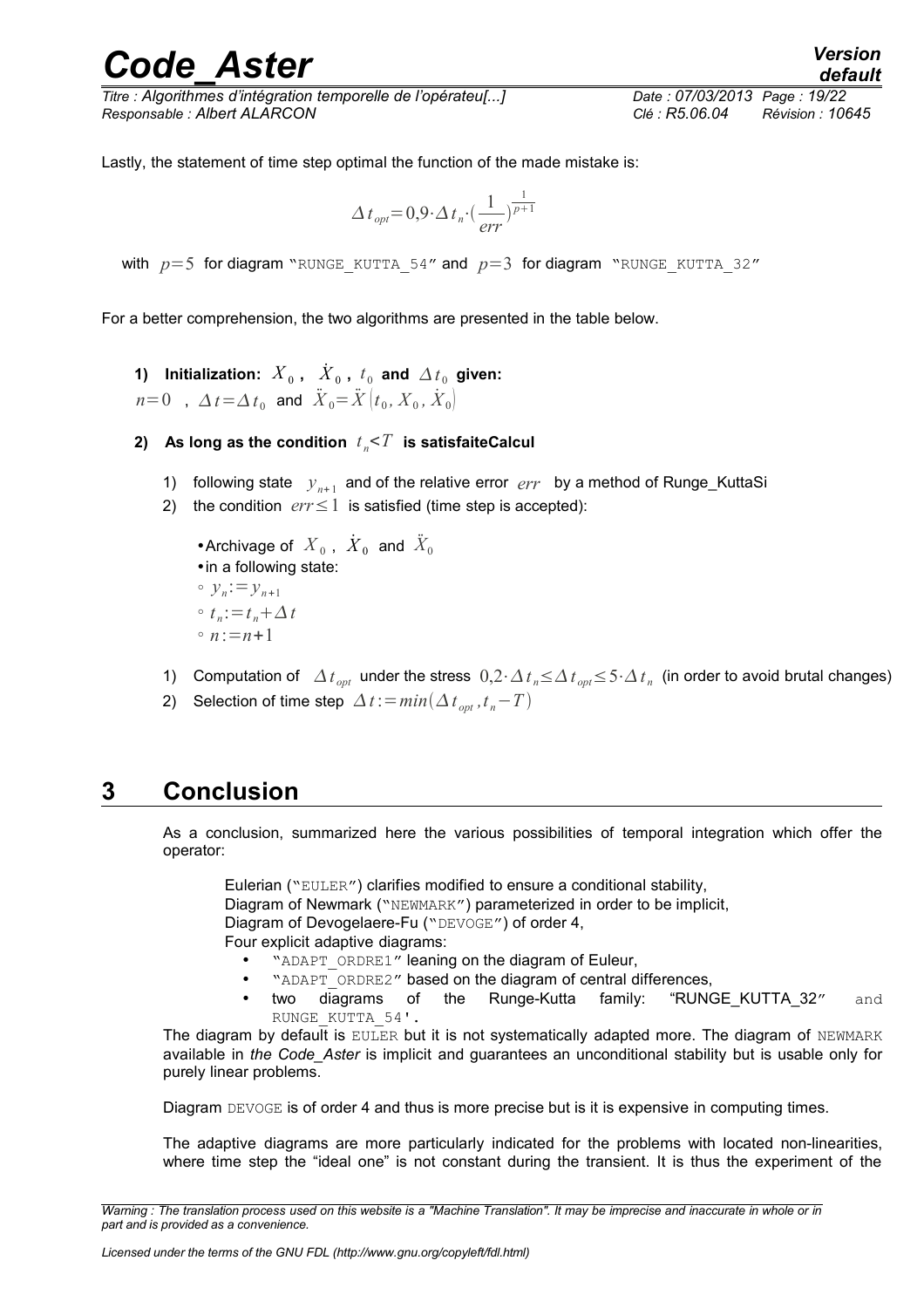Lastly, the statement of time step optimal the function of the made mistake is:

$$\Delta t_{opt}=0{,}9\cdot\Delta t_n\cdot\left(\frac{1}{err}\right)^{\frac{1}{p+1}}$$

with $p=5$ for diagram "RUNGE_KUTTA_54" and $p=3$ for diagram "RUNGE_KUTTA_32"

For a better comprehension, the two algorithms are presented in the table below.

**1) Initialization:** $X_0$ **,** $\dot{X}_0$ **,** $t_0$ **and** $\Delta t_0$ **given:**

$n=0$ , $\Delta t=\Delta t_0$ and $\ddot{X}_0=\ddot{X}\left(t_0, X_0, \dot{X}_0\right)$

**2) As long as the condition** $t_n<T$ **is satisfaiteCalcul**

1) following state $y_{n+1}$ and of the relative error $err$ by a method of Runge_KuttaSi
2) the condition $err\leq 1$ is satisfied (time step is accepted):

   - Archivage of $X_0$ , $\dot{X}_0$ and $\ddot{X}_0$
   - in a following state:
     - $y_n:=y_{n+1}$
     - $t_n:=t_n+\Delta t$
     - $n:=n+1$

1) Computation of $\Delta t_{opt}$ under the stress $0{,}2\cdot\Delta t_n\leq\Delta t_{opt}\leq 5\cdot\Delta t_n$ (in order to avoid brutal changes)
2) Selection of time step $\Delta t:=min(\Delta t_{opt}, t_n-T)$

# 3 Conclusion

As a conclusion, summarized here the various possibilities of temporal integration which offer the operator:

Eulerian ("EULER") clarifies modified to ensure a conditional stability,
Diagram of Newmark ("NEWMARK") parameterized in order to be implicit,
Diagram of Devogelaere-Fu ("DEVOGE") of order 4,
Four explicit adaptive diagrams:

- "ADAPT_ORDRE1" leaning on the diagram of Euleur,
- "ADAPT_ORDRE2" based on the diagram of central differences,
- two diagrams of the Runge-Kutta family: "RUNGE_KUTTA_32" and RUNGE_KUTTA_54'.

The diagram by default is EULER but it is not systematically adapted more. The diagram of NEWMARK available in *the Code_Aster* is implicit and guarantees an unconditional stability but is usable only for purely linear problems.

Diagram DEVOGE is of order 4 and thus is more precise but is it is expensive in computing times.

The adaptive diagrams are more particularly indicated for the problems with located non-linearities, where time step the "ideal one" is not constant during the transient. It is thus the experiment of the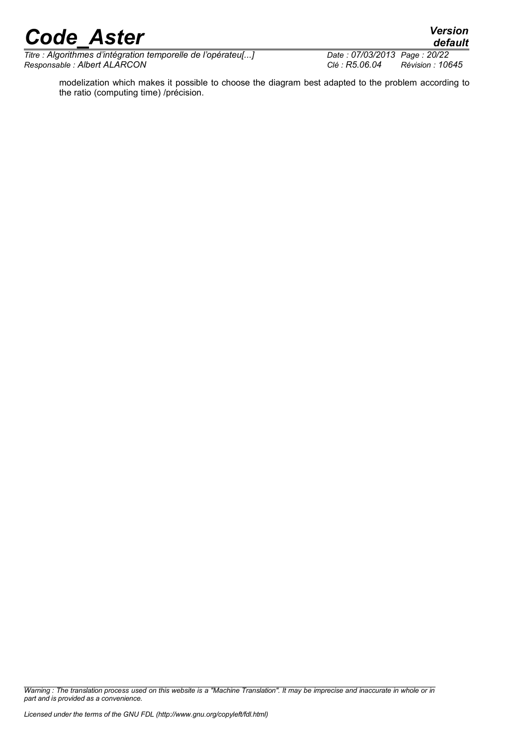modelization which makes it possible to choose the diagram best adapted to the problem according to the ratio (computing time) /précision.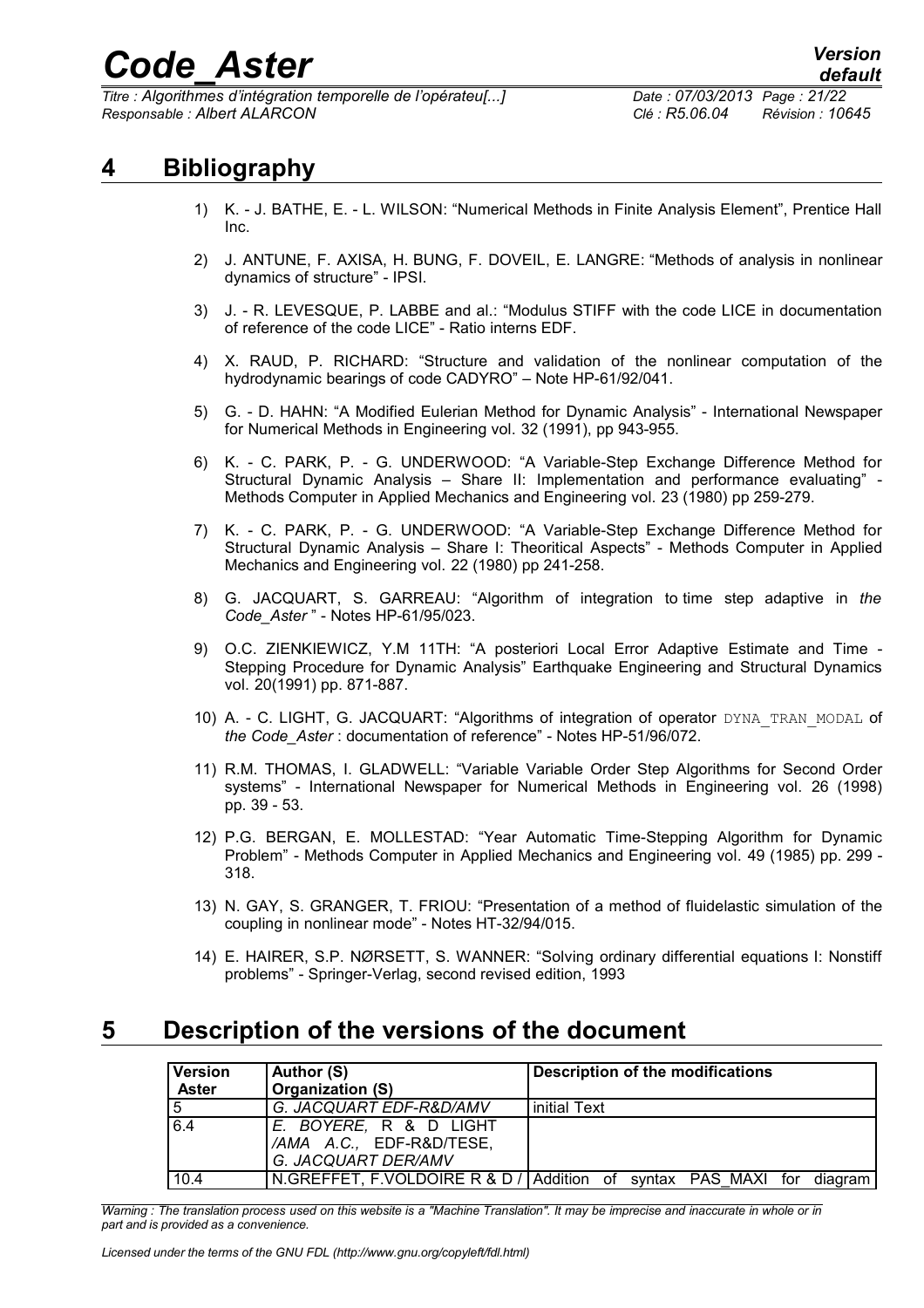# 4 Bibliography

1) K. - J. BATHE, E. - L. WILSON: "Numerical Methods in Finite Analysis Element", Prentice Hall Inc.

2) J. ANTUNE, F. AXISA, H. BUNG, F. DOVEIL, E. LANGRE: "Methods of analysis in nonlinear dynamics of structure" - IPSI.

3) J. - R. LEVESQUE, P. LABBE and al.: "Modulus STIFF with the code LICE in documentation of reference of the code LICE" - Ratio interns EDF.

4) X. RAUD, P. RICHARD: "Structure and validation of the nonlinear computation of the hydrodynamic bearings of code CADYRO" – Note HP-61/92/041.

5) G. - D. HAHN: "A Modified Eulerian Method for Dynamic Analysis" - International Newspaper for Numerical Methods in Engineering vol. 32 (1991), pp 943-955.

6) K. - C. PARK, P. - G. UNDERWOOD: "A Variable-Step Exchange Difference Method for Structural Dynamic Analysis – Share II: Implementation and performance evaluating" - Methods Computer in Applied Mechanics and Engineering vol. 23 (1980) pp 259-279.

7) K. - C. PARK, P. - G. UNDERWOOD: "A Variable-Step Exchange Difference Method for Structural Dynamic Analysis – Share I: Theoritical Aspects" - Methods Computer in Applied Mechanics and Engineering vol. 22 (1980) pp 241-258.

8) G. JACQUART, S. GARREAU: "Algorithm of integration to time step adaptive in *the Code_Aster* " - Notes HP-61/95/023.

9) O.C. ZIENKIEWICZ, Y.M 11TH: "A posteriori Local Error Adaptive Estimate and Time - Stepping Procedure for Dynamic Analysis" Earthquake Engineering and Structural Dynamics vol. 20(1991) pp. 871-887.

10) A. - C. LIGHT, G. JACQUART: "Algorithms of integration of operator DYNA_TRAN_MODAL of *the Code_Aster* : documentation of reference" - Notes HP-51/96/072.

11) R.M. THOMAS, I. GLADWELL: "Variable Variable Order Step Algorithms for Second Order systems" - International Newspaper for Numerical Methods in Engineering vol. 26 (1998) pp. 39 - 53.

12) P.G. BERGAN, E. MOLLESTAD: "Year Automatic Time-Stepping Algorithm for Dynamic Problem" - Methods Computer in Applied Mechanics and Engineering vol. 49 (1985) pp. 299 - 318.

13) N. GAY, S. GRANGER, T. FRIOU: "Presentation of a method of fluidelastic simulation of the coupling in nonlinear mode" - Notes HT-32/94/015.

14) E. HAIRER, S.P. NØRSETT, S. WANNER: "Solving ordinary differential equations I: Nonstiff problems" - Springer-Verlag, second revised edition, 1993

# 5 Description of the versions of the document

| Version Aster | Author (S) Organization (S) | Description of the modifications |
|---|---|---|
| 5 | *G. JACQUART EDF-R&D/AMV* | initial Text |
| 6.4 | *E. BOYERE,* R & D LIGHT */AMA A.C.,* EDF-R&D/TESE, *G. JACQUART DER/AMV* | |
| 10.4 | N.GREFFET, F.VOLDOIRE R & D / | Addition of syntax PAS_MAXI for diagram |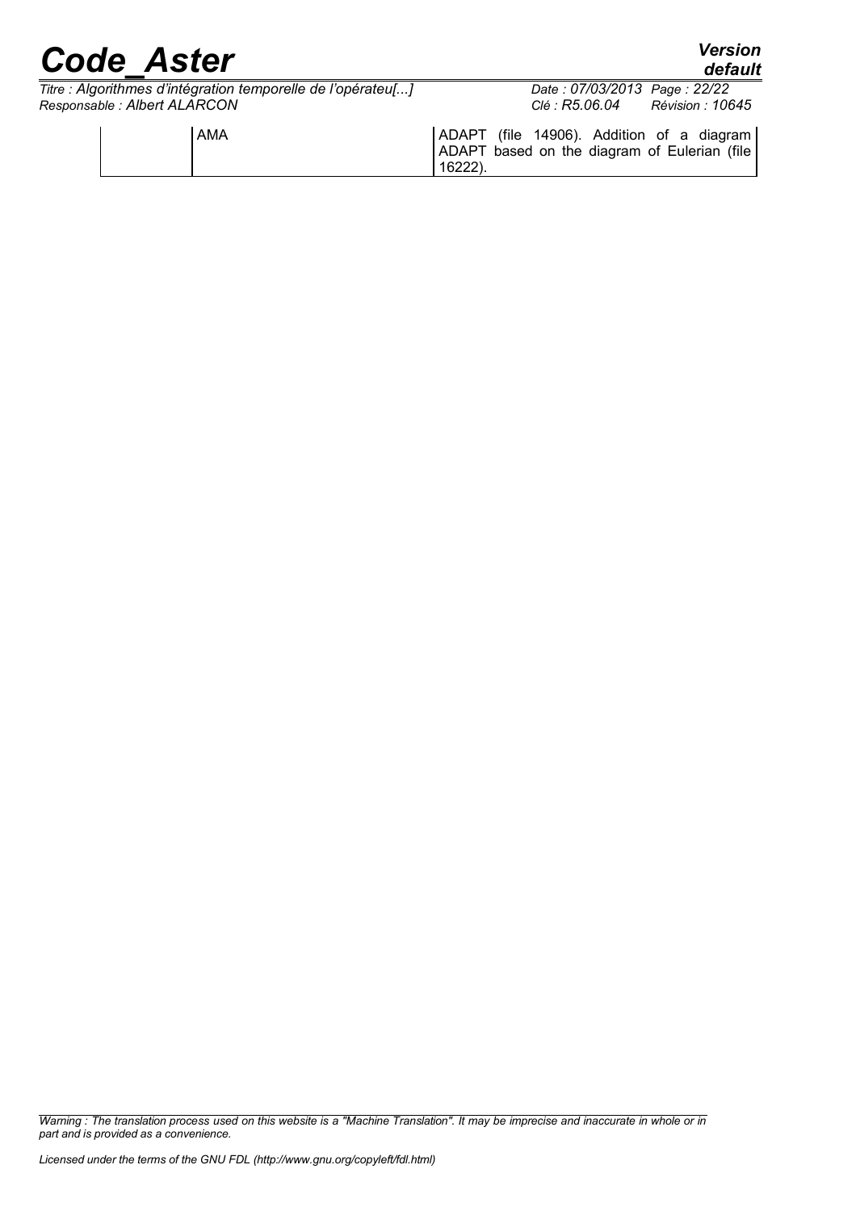| | | |
|---|---|---|
| | AMA | ADAPT (file 14906). Addition of a diagram ADAPT based on the diagram of Eulerian (file 16222). |